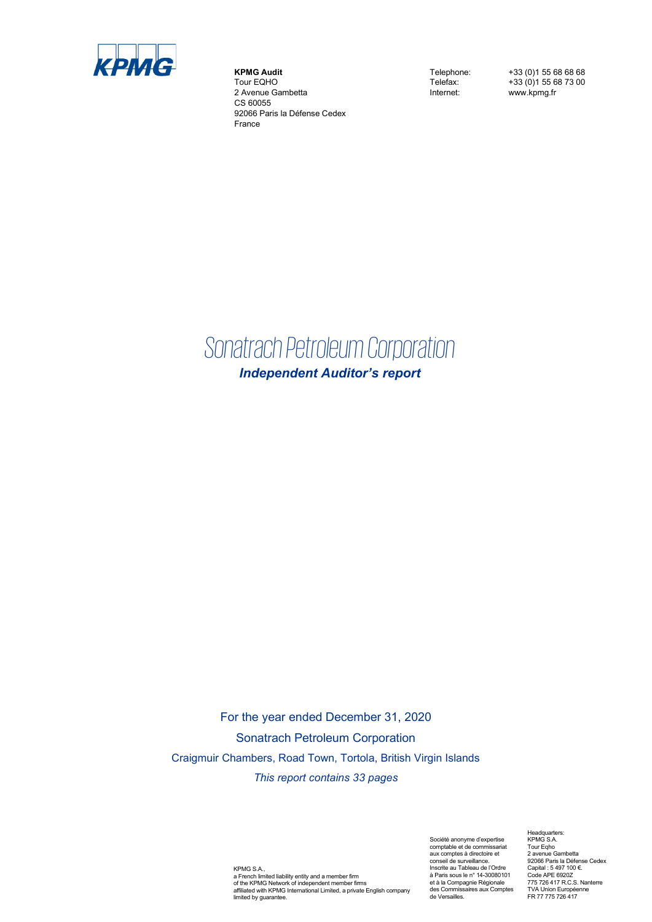KPMG

**KPMG Audit**
Tour EQHO
2 Avenue Gambetta
CS 60055
92066 Paris la Défense Cedex
France

Telephone: +33 (0)1 55 68 68 68
Telefax: +33 (0)1 55 68 73 00
Internet: www.kpmg.fr

# Sonatrach Petroleum Corporation

***Independent Auditor's report***

For the year ended December 31, 2020

Sonatrach Petroleum Corporation

Craigmuir Chambers, Road Town, Tortola, British Virgin Islands

*This report contains 33 pages*

KPMG S.A.,
a French limited liability entity and a member firm
of the KPMG Network of independent member firms
affiliated with KPMG International Limited, a private English company
limited by guarantee.

Société anonyme d'expertise
comptable et de commissariat
aux comptes à directoire et
conseil de surveillance.
Inscrite au Tableau de l'Ordre
à Paris sous le n° 14-30080101
et à la Compagnie Régionale
des Commissaires aux Comptes
de Versailles.

Headquarters:
KPMG S.A.
Tour Eqho
2 avenue Gambetta
92066 Paris la Défense Cedex
Capital : 5 497 100 €.
Code APE 6920Z
775 726 417 R.C.S. Nanterre
TVA Union Européenne
FR 77 775 726 417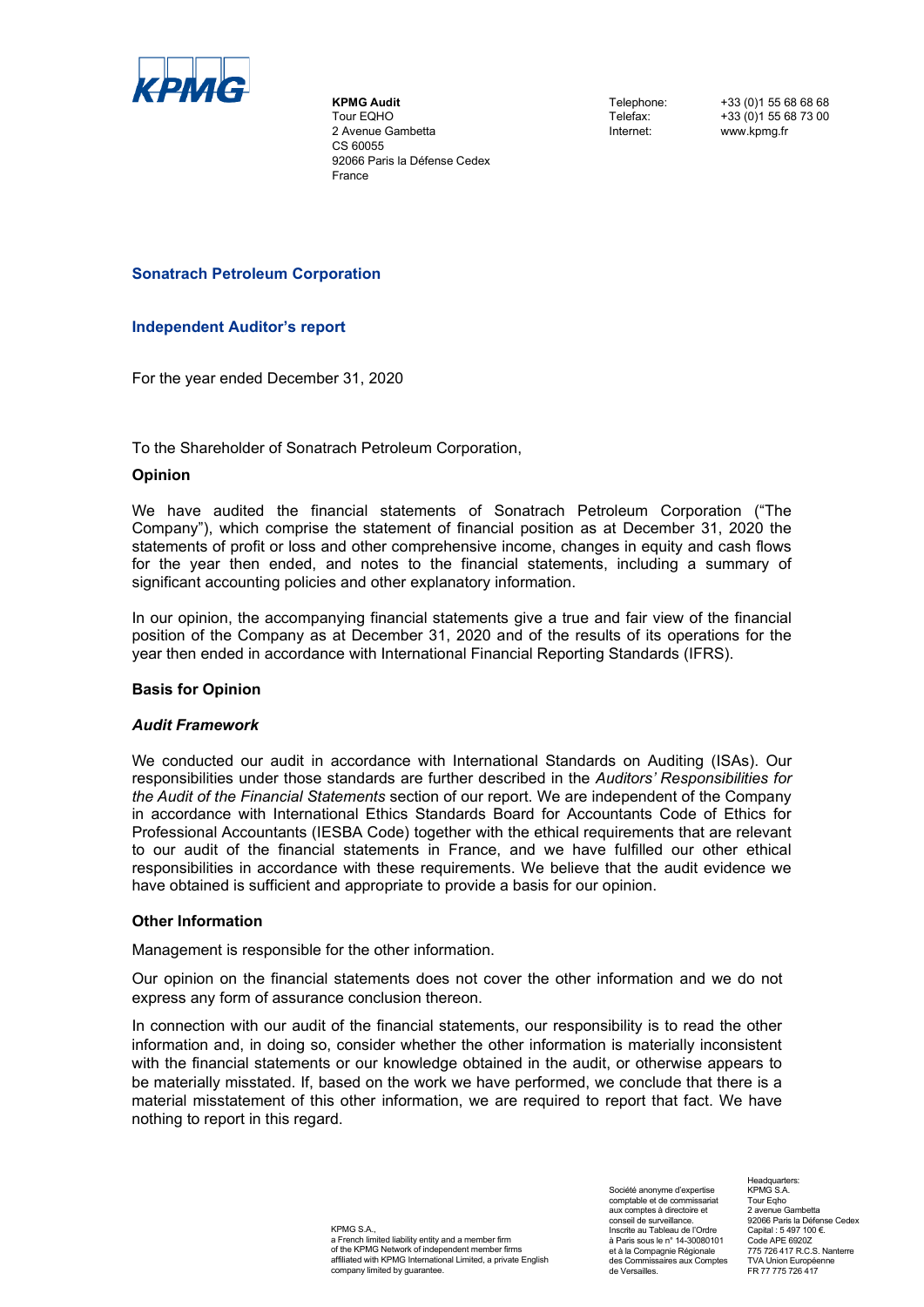**KPMG Audit**
Tour EQHO
2 Avenue Gambetta
CS 60055
92066 Paris la Défense Cedex
France

Telephone: +33 (0)1 55 68 68 68
Telefax: +33 (0)1 55 68 73 00
Internet: www.kpmg.fr

## Sonatrach Petroleum Corporation

## Independent Auditor's report

For the year ended December 31, 2020

To the Shareholder of Sonatrach Petroleum Corporation,

### Opinion

We have audited the financial statements of Sonatrach Petroleum Corporation ("The Company"), which comprise the statement of financial position as at December 31, 2020 the statements of profit or loss and other comprehensive income, changes in equity and cash flows for the year then ended, and notes to the financial statements, including a summary of significant accounting policies and other explanatory information.

In our opinion, the accompanying financial statements give a true and fair view of the financial position of the Company as at December 31, 2020 and of the results of its operations for the year then ended in accordance with International Financial Reporting Standards (IFRS).

### Basis for Opinion

#### *Audit Framework*

We conducted our audit in accordance with International Standards on Auditing (ISAs). Our responsibilities under those standards are further described in the *Auditors' Responsibilities for the Audit of the Financial Statements* section of our report. We are independent of the Company in accordance with International Ethics Standards Board for Accountants Code of Ethics for Professional Accountants (IESBA Code) together with the ethical requirements that are relevant to our audit of the financial statements in France, and we have fulfilled our other ethical responsibilities in accordance with these requirements. We believe that the audit evidence we have obtained is sufficient and appropriate to provide a basis for our opinion.

### Other Information

Management is responsible for the other information.

Our opinion on the financial statements does not cover the other information and we do not express any form of assurance conclusion thereon.

In connection with our audit of the financial statements, our responsibility is to read the other information and, in doing so, consider whether the other information is materially inconsistent with the financial statements or our knowledge obtained in the audit, or otherwise appears to be materially misstated. If, based on the work we have performed, we conclude that there is a material misstatement of this other information, we are required to report that fact. We have nothing to report in this regard.

KPMG S.A.,
a French limited liability entity and a member firm of the KPMG Network of independent member firms affiliated with KPMG International Limited, a private English company limited by guarantee.

Société anonyme d'expertise comptable et de commissariat aux comptes à directoire et conseil de surveillance. Inscrite au Tableau de l'Ordre à Paris sous le n° 14-30080101 et à la Compagnie Régionale des Commissaires aux Comptes de Versailles.

Headquarters:
KPMG S.A.
Tour Eqho
2 avenue Gambetta
92066 Paris la Défense Cedex
Capital : 5 497 100 €.
Code APE 6920Z
775 726 417 R.C.S. Nanterre
TVA Union Européenne
FR 77 775 726 417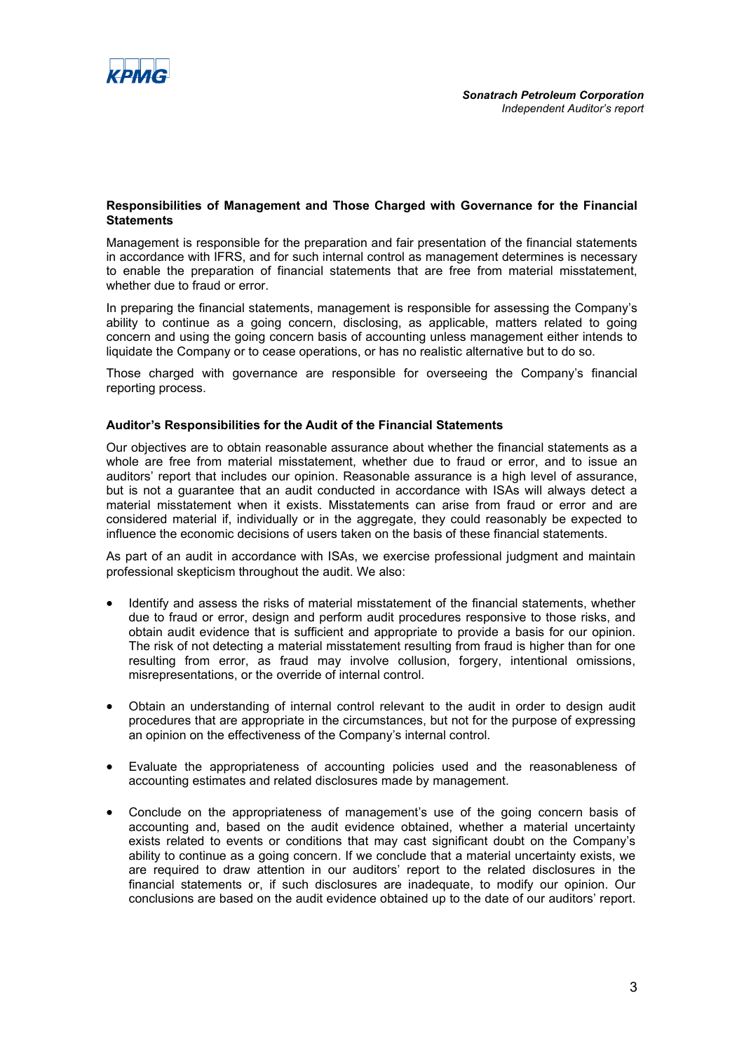**Responsibilities of Management and Those Charged with Governance for the Financial Statements**

Management is responsible for the preparation and fair presentation of the financial statements in accordance with IFRS, and for such internal control as management determines is necessary to enable the preparation of financial statements that are free from material misstatement, whether due to fraud or error.

In preparing the financial statements, management is responsible for assessing the Company's ability to continue as a going concern, disclosing, as applicable, matters related to going concern and using the going concern basis of accounting unless management either intends to liquidate the Company or to cease operations, or has no realistic alternative but to do so.

Those charged with governance are responsible for overseeing the Company's financial reporting process.

**Auditor's Responsibilities for the Audit of the Financial Statements**

Our objectives are to obtain reasonable assurance about whether the financial statements as a whole are free from material misstatement, whether due to fraud or error, and to issue an auditors' report that includes our opinion. Reasonable assurance is a high level of assurance, but is not a guarantee that an audit conducted in accordance with ISAs will always detect a material misstatement when it exists. Misstatements can arise from fraud or error and are considered material if, individually or in the aggregate, they could reasonably be expected to influence the economic decisions of users taken on the basis of these financial statements.

As part of an audit in accordance with ISAs, we exercise professional judgment and maintain professional skepticism throughout the audit. We also:

- Identify and assess the risks of material misstatement of the financial statements, whether due to fraud or error, design and perform audit procedures responsive to those risks, and obtain audit evidence that is sufficient and appropriate to provide a basis for our opinion. The risk of not detecting a material misstatement resulting from fraud is higher than for one resulting from error, as fraud may involve collusion, forgery, intentional omissions, misrepresentations, or the override of internal control.

- Obtain an understanding of internal control relevant to the audit in order to design audit procedures that are appropriate in the circumstances, but not for the purpose of expressing an opinion on the effectiveness of the Company's internal control.

- Evaluate the appropriateness of accounting policies used and the reasonableness of accounting estimates and related disclosures made by management.

- Conclude on the appropriateness of management's use of the going concern basis of accounting and, based on the audit evidence obtained, whether a material uncertainty exists related to events or conditions that may cast significant doubt on the Company's ability to continue as a going concern. If we conclude that a material uncertainty exists, we are required to draw attention in our auditors' report to the related disclosures in the financial statements or, if such disclosures are inadequate, to modify our opinion. Our conclusions are based on the audit evidence obtained up to the date of our auditors' report.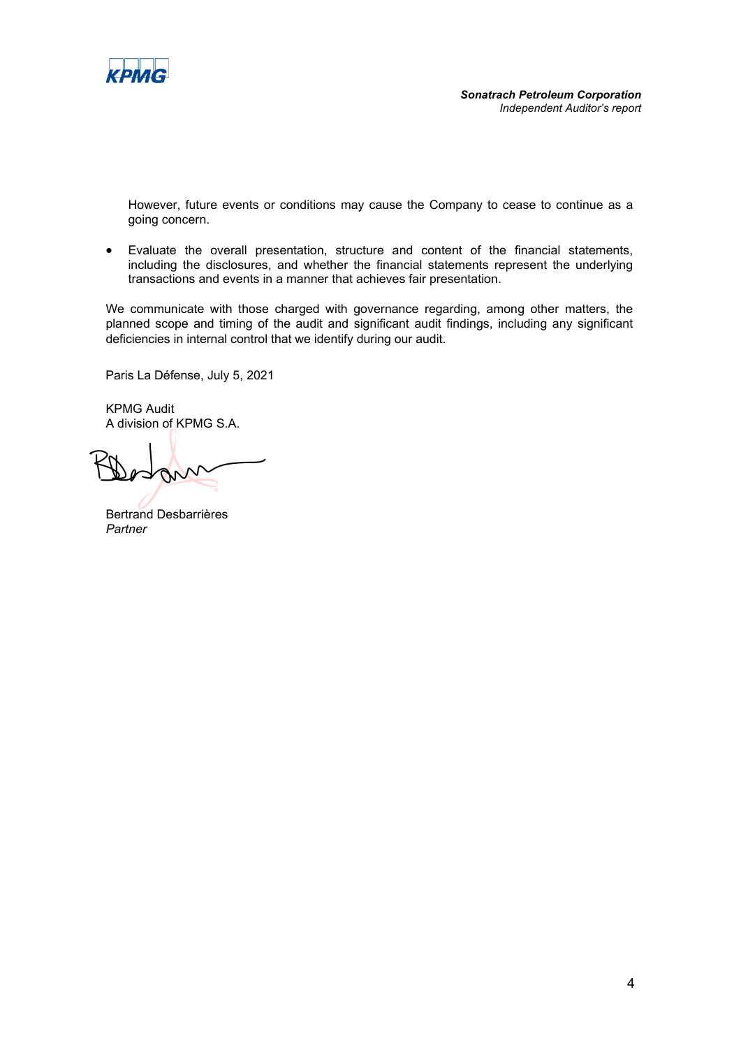However, future events or conditions may cause the Company to cease to continue as a going concern.

- Evaluate the overall presentation, structure and content of the financial statements, including the disclosures, and whether the financial statements represent the underlying transactions and events in a manner that achieves fair presentation.

We communicate with those charged with governance regarding, among other matters, the planned scope and timing of the audit and significant audit findings, including any significant deficiencies in internal control that we identify during our audit.

Paris La Défense, July 5, 2021

KPMG Audit
A division of KPMG S.A.

Bertrand Desbarrières
*Partner*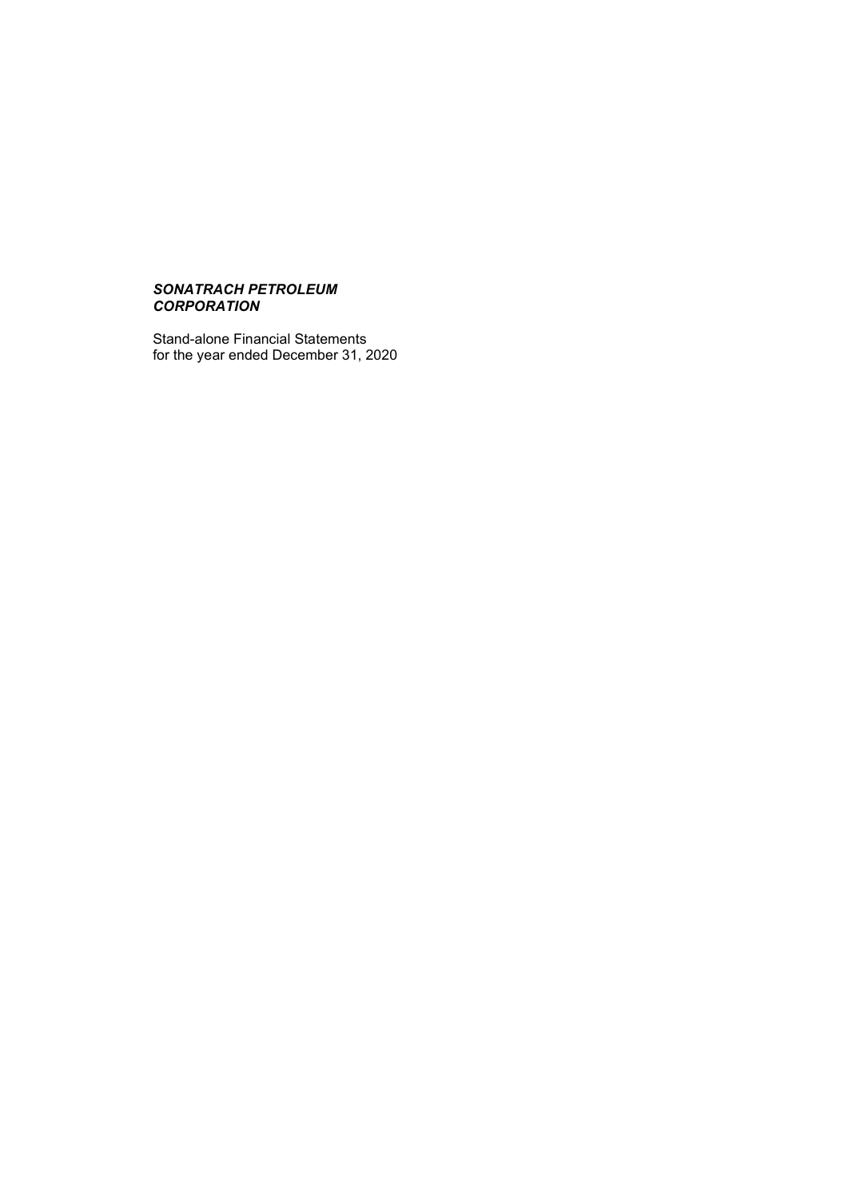***SONATRACH PETROLEUM CORPORATION***

Stand-alone Financial Statements
for the year ended December 31, 2020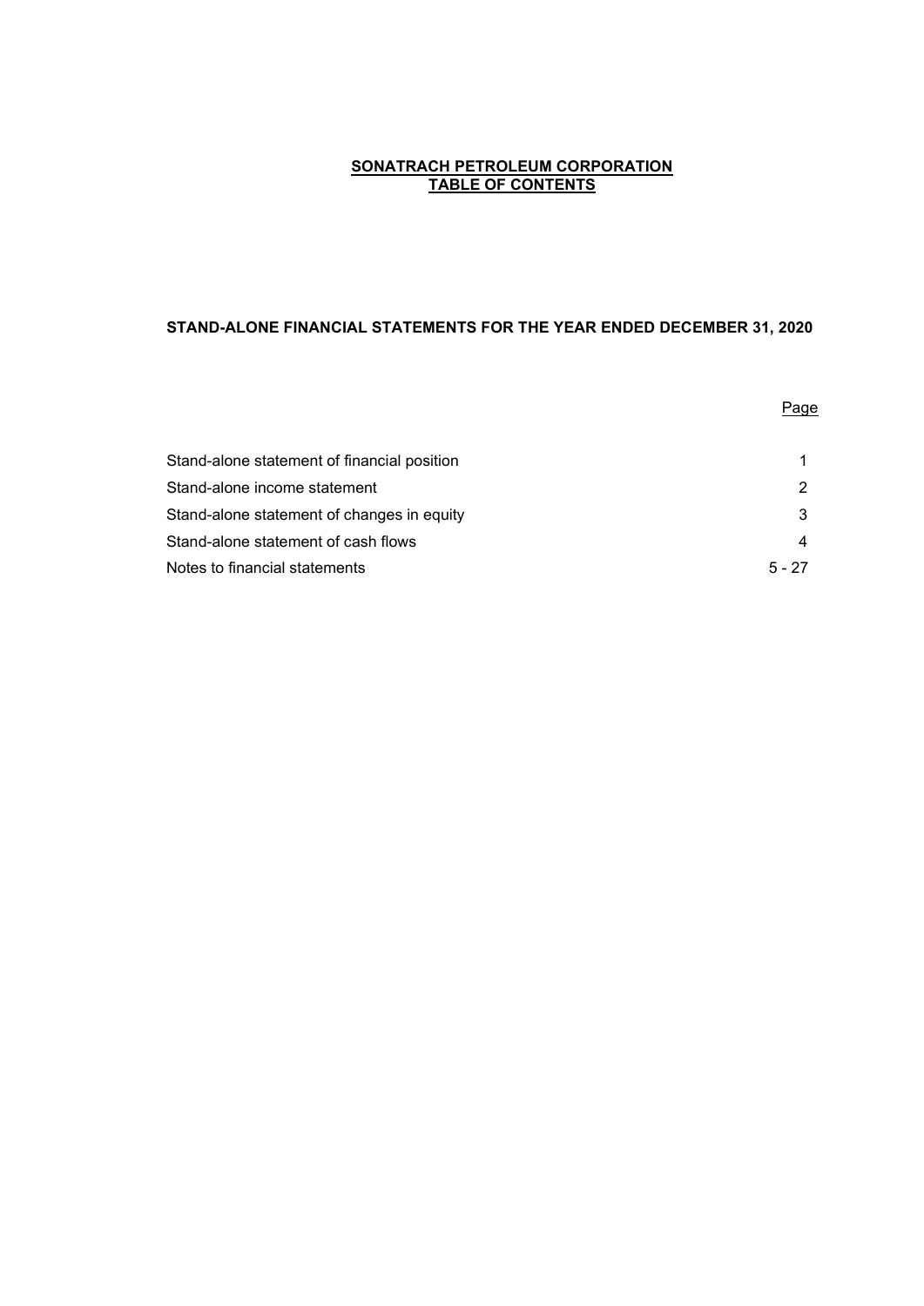# SONATRACH PETROLEUM CORPORATION
## TABLE OF CONTENTS

### STAND-ALONE FINANCIAL STATEMENTS FOR THE YEAR ENDED DECEMBER 31, 2020

| | Page |
|---|---|
| Stand-alone statement of financial position | 1 |
| Stand-alone income statement | 2 |
| Stand-alone statement of changes in equity | 3 |
| Stand-alone statement of cash flows | 4 |
| Notes to financial statements | 5 - 27 |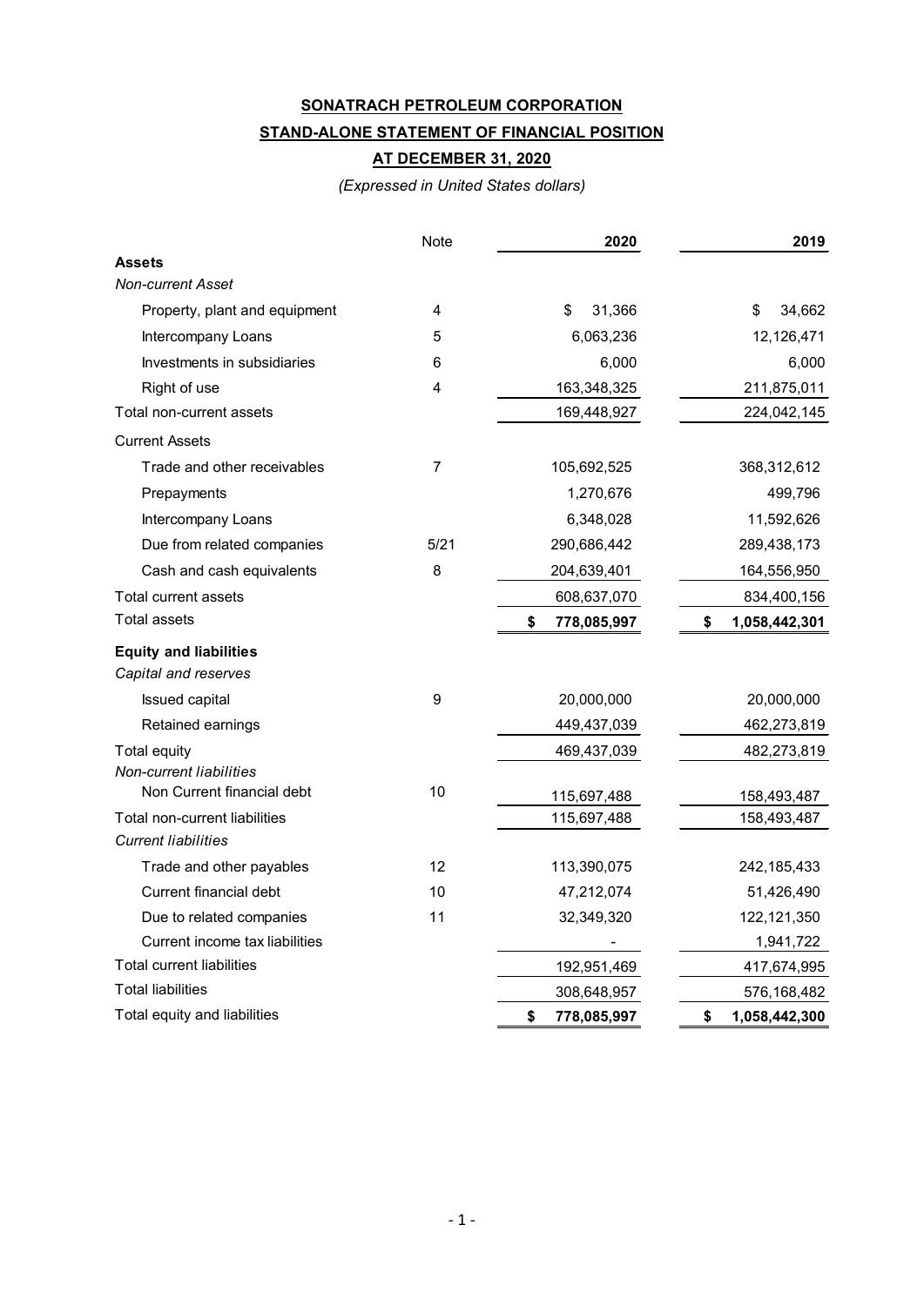**SONATRACH PETROLEUM CORPORATION**

**STAND-ALONE STATEMENT OF FINANCIAL POSITION**

**AT DECEMBER 31, 2020**

*(Expressed in United States dollars)*

| | Note | 2020 | 2019 |
|---|---|---|---|
| **Assets** | | | |
| *Non-current Asset* | | | |
| Property, plant and equipment | 4 | $ 31,366 | $ 34,662 |
| Intercompany Loans | 5 | 6,063,236 | 12,126,471 |
| Investments in subsidiaries | 6 | 6,000 | 6,000 |
| Right of use | 4 | 163,348,325 | 211,875,011 |
| Total non-current assets | | 169,448,927 | 224,042,145 |
| Current Assets | | | |
| Trade and other receivables | 7 | 105,692,525 | 368,312,612 |
| Prepayments | | 1,270,676 | 499,796 |
| Intercompany Loans | | 6,348,028 | 11,592,626 |
| Due from related companies | 5/21 | 290,686,442 | 289,438,173 |
| Cash and cash equivalents | 8 | 204,639,401 | 164,556,950 |
| Total current assets | | 608,637,070 | 834,400,156 |
| Total assets | | $ 778,085,997 | $ 1,058,442,301 |
| **Equity and liabilities** | | | |
| *Capital and reserves* | | | |
| Issued capital | 9 | 20,000,000 | 20,000,000 |
| Retained earnings | | 449,437,039 | 462,273,819 |
| Total equity | | 469,437,039 | 482,273,819 |
| *Non-current liabilities* | | | |
| Non Current financial debt | 10 | 115,697,488 | 158,493,487 |
| Total non-current liabilities | | 115,697,488 | 158,493,487 |
| *Current liabilities* | | | |
| Trade and other payables | 12 | 113,390,075 | 242,185,433 |
| Current financial debt | 10 | 47,212,074 | 51,426,490 |
| Due to related companies | 11 | 32,349,320 | 122,121,350 |
| Current income tax liabilities | | - | 1,941,722 |
| Total current liabilities | | 192,951,469 | 417,674,995 |
| Total liabilities | | 308,648,957 | 576,168,482 |
| Total equity and liabilities | | $ 778,085,997 | $ 1,058,442,300 |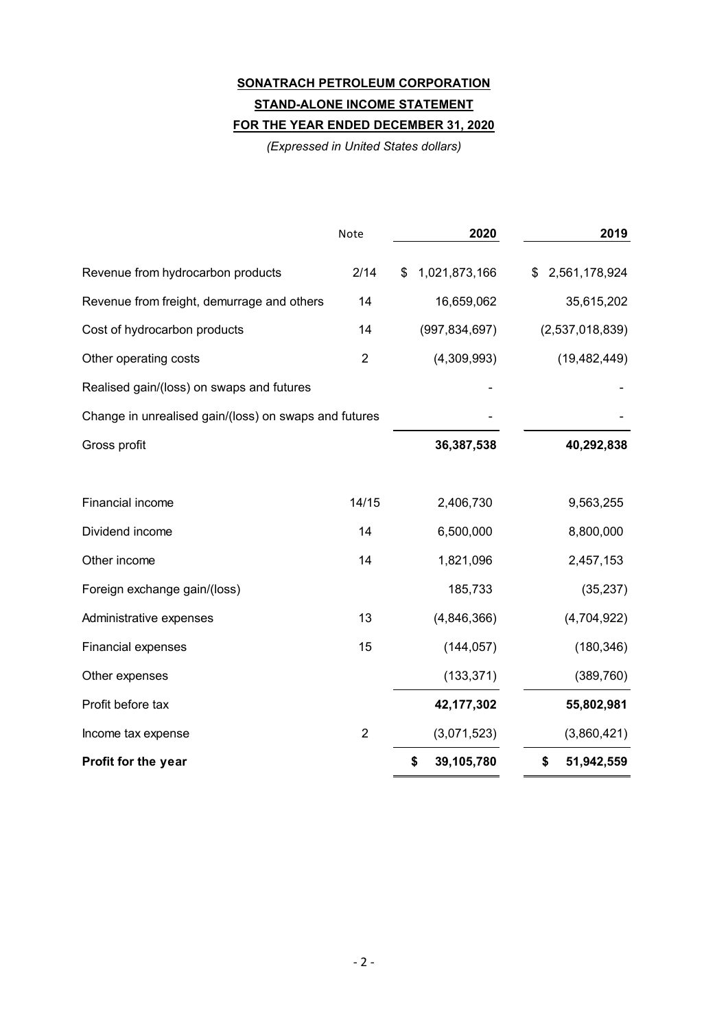**SONATRACH PETROLEUM CORPORATION**

**STAND-ALONE INCOME STATEMENT**

**FOR THE YEAR ENDED DECEMBER 31, 2020**

*(Expressed in United States dollars)*

| | Note | 2020 | 2019 |
|---|---|---|---|
| Revenue from hydrocarbon products | 2/14 | $ 1,021,873,166 | $ 2,561,178,924 |
| Revenue from freight, demurrage and others | 14 | 16,659,062 | 35,615,202 |
| Cost of hydrocarbon products | 14 | (997,834,697) | (2,537,018,839) |
| Other operating costs | 2 | (4,309,993) | (19,482,449) |
| Realised gain/(loss) on swaps and futures | | - | - |
| Change in unrealised gain/(loss) on swaps and futures | | - | - |
| Gross profit | | **36,387,538** | **40,292,838** |
| | | | |
| Financial income | 14/15 | 2,406,730 | 9,563,255 |
| Dividend income | 14 | 6,500,000 | 8,800,000 |
| Other income | 14 | 1,821,096 | 2,457,153 |
| Foreign exchange gain/(loss) | | 185,733 | (35,237) |
| Administrative expenses | 13 | (4,846,366) | (4,704,922) |
| Financial expenses | 15 | (144,057) | (180,346) |
| Other expenses | | (133,371) | (389,760) |
| Profit before tax | | **42,177,302** | **55,802,981** |
| Income tax expense | 2 | (3,071,523) | (3,860,421) |
| **Profit for the year** | | **$ 39,105,780** | **$ 51,942,559** |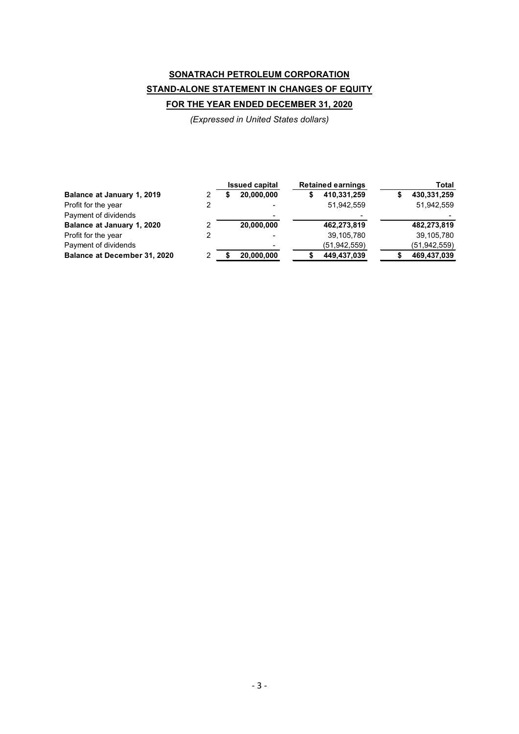**SONATRACH PETROLEUM CORPORATION**

**STAND-ALONE STATEMENT IN CHANGES OF EQUITY**

**FOR THE YEAR ENDED DECEMBER 31, 2020**

*(Expressed in United States dollars)*

| | | Issued capital | Retained earnings | Total |
|---|---|---|---|---|
| **Balance at January 1, 2019** | 2 | **$ 20,000,000** | **$ 410,331,259** | **$ 430,331,259** |
| Profit for the year | 2 | - | 51,942,559 | 51,942,559 |
| Payment of dividends | | - | - | - |
| **Balance at January 1, 2020** | 2 | **20,000,000** | **462,273,819** | **482,273,819** |
| Profit for the year | 2 | - | 39,105,780 | 39,105,780 |
| Payment of dividends | | - | (51,942,559) | (51,942,559) |
| **Balance at December 31, 2020** | 2 | **$ 20,000,000** | **$ 449,437,039** | **$ 469,437,039** |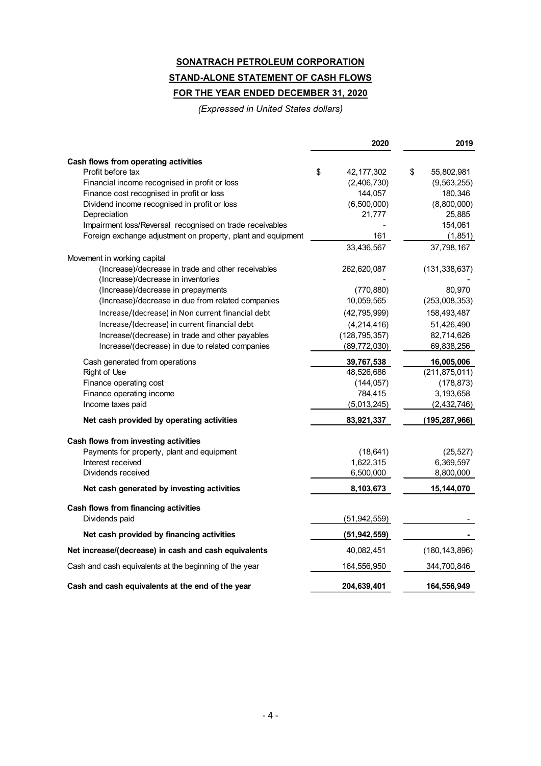# SONATRACH PETROLEUM CORPORATION

## STAND-ALONE STATEMENT OF CASH FLOWS

## FOR THE YEAR ENDED DECEMBER 31, 2020

*(Expressed in United States dollars)*

| | 2020 | 2019 |
|---|---|---|
| **Cash flows from operating activities** | | |
| Profit before tax | $ 42,177,302 | $ 55,802,981 |
| Financial income recognised in profit or loss | (2,406,730) | (9,563,255) |
| Finance cost recognised in profit or loss | 144,057 | 180,346 |
| Dividend income recognised in profit or loss | (6,500,000) | (8,800,000) |
| Depreciation | 21,777 | 25,885 |
| Impairment loss/Reversal recognised on trade receivables | - | 154,061 |
| Foreign exchange adjustment on property, plant and equipment | 161 | (1,851) |
| | 33,436,567 | 37,798,167 |
| Movement in working capital | | |
| (Increase)/decrease in trade and other receivables | 262,620,087 | (131,338,637) |
| (Increase)/decrease in inventories | - | - |
| (Increase)/decrease in prepayments | (770,880) | 80,970 |
| (Increase)/decrease in due from related companies | 10,059,565 | (253,008,353) |
| Increase/(decrease) in Non current financial debt | (42,795,999) | 158,493,487 |
| Increase/(decrease) in current financial debt | (4,214,416) | 51,426,490 |
| Increase/(decrease) in trade and other payables | (128,795,357) | 82,714,626 |
| Increase/(decrease) in due to related companies | (89,772,030) | 69,838,256 |
| Cash generated from operations | **39,767,538** | **16,005,006** |
| Right of Use | 48,526,686 | (211,875,011) |
| Finance operating cost | (144,057) | (178,873) |
| Finance operating income | 784,415 | 3,193,658 |
| Income taxes paid | (5,013,245) | (2,432,746) |
| **Net cash provided by operating activities** | **83,921,337** | **(195,287,966)** |
| **Cash flows from investing activities** | | |
| Payments for property, plant and equipment | (18,641) | (25,527) |
| Interest received | 1,622,315 | 6,369,597 |
| Dividends received | 6,500,000 | 8,800,000 |
| **Net cash generated by investing activities** | **8,103,673** | **15,144,070** |
| **Cash flows from financing activities** | | |
| Dividends paid | (51,942,559) | - |
| **Net cash provided by financing activities** | **(51,942,559)** | **-** |
| **Net increase/(decrease) in cash and cash equivalents** | 40,082,451 | (180,143,896) |
| Cash and cash equivalents at the beginning of the year | 164,556,950 | 344,700,846 |
| **Cash and cash equivalents at the end of the year** | **204,639,401** | **164,556,949** |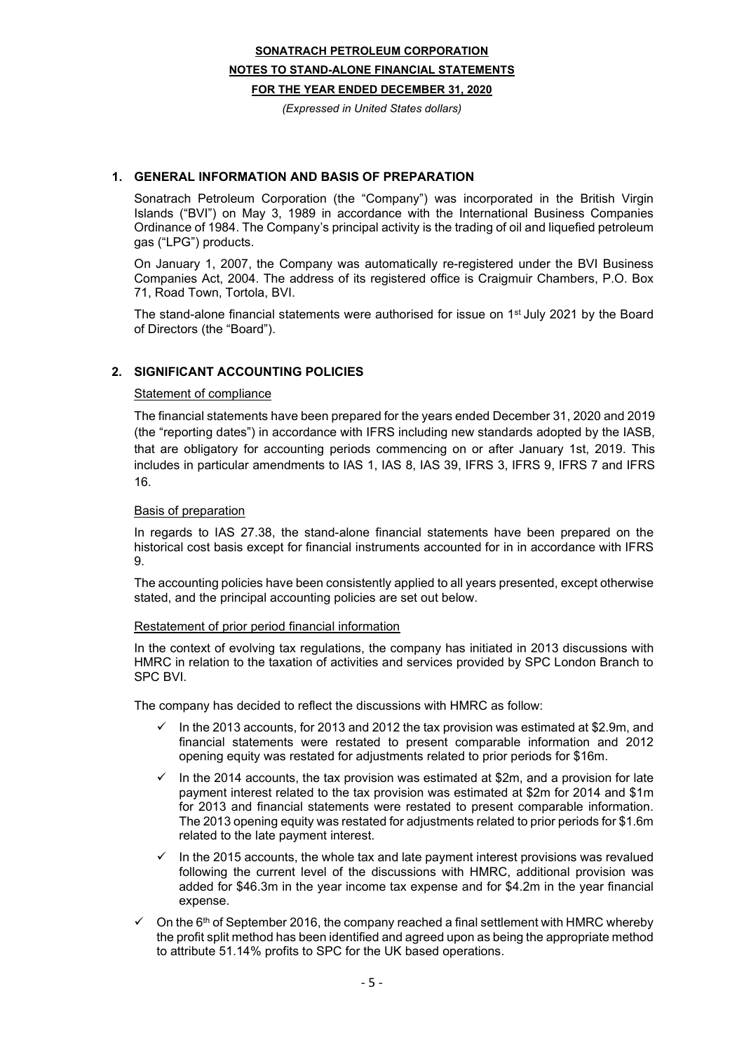## 1. GENERAL INFORMATION AND BASIS OF PREPARATION

Sonatrach Petroleum Corporation (the "Company") was incorporated in the British Virgin Islands ("BVI") on May 3, 1989 in accordance with the International Business Companies Ordinance of 1984. The Company's principal activity is the trading of oil and liquefied petroleum gas ("LPG") products.

On January 1, 2007, the Company was automatically re-registered under the BVI Business Companies Act, 2004. The address of its registered office is Craigmuir Chambers, P.O. Box 71, Road Town, Tortola, BVI.

The stand-alone financial statements were authorised for issue on 1st July 2021 by the Board of Directors (the "Board").

## 2. SIGNIFICANT ACCOUNTING POLICIES

Statement of compliance

The financial statements have been prepared for the years ended December 31, 2020 and 2019 (the "reporting dates") in accordance with IFRS including new standards adopted by the IASB, that are obligatory for accounting periods commencing on or after January 1st, 2019. This includes in particular amendments to IAS 1, IAS 8, IAS 39, IFRS 3, IFRS 9, IFRS 7 and IFRS 16.

Basis of preparation

In regards to IAS 27.38, the stand-alone financial statements have been prepared on the historical cost basis except for financial instruments accounted for in in accordance with IFRS 9.

The accounting policies have been consistently applied to all years presented, except otherwise stated, and the principal accounting policies are set out below.

Restatement of prior period financial information

In the context of evolving tax regulations, the company has initiated in 2013 discussions with HMRC in relation to the taxation of activities and services provided by SPC London Branch to SPC BVI.

The company has decided to reflect the discussions with HMRC as follow:

- ✓ In the 2013 accounts, for 2013 and 2012 the tax provision was estimated at $2.9m, and financial statements were restated to present comparable information and 2012 opening equity was restated for adjustments related to prior periods for $16m.
- ✓ In the 2014 accounts, the tax provision was estimated at $2m, and a provision for late payment interest related to the tax provision was estimated at $2m for 2014 and $1m for 2013 and financial statements were restated to present comparable information. The 2013 opening equity was restated for adjustments related to prior periods for $1.6m related to the late payment interest.
- ✓ In the 2015 accounts, the whole tax and late payment interest provisions was revalued following the current level of the discussions with HMRC, additional provision was added for $46.3m in the year income tax expense and for $4.2m in the year financial expense.

- ✓ On the 6th of September 2016, the company reached a final settlement with HMRC whereby the profit split method has been identified and agreed upon as being the appropriate method to attribute 51.14% profits to SPC for the UK based operations.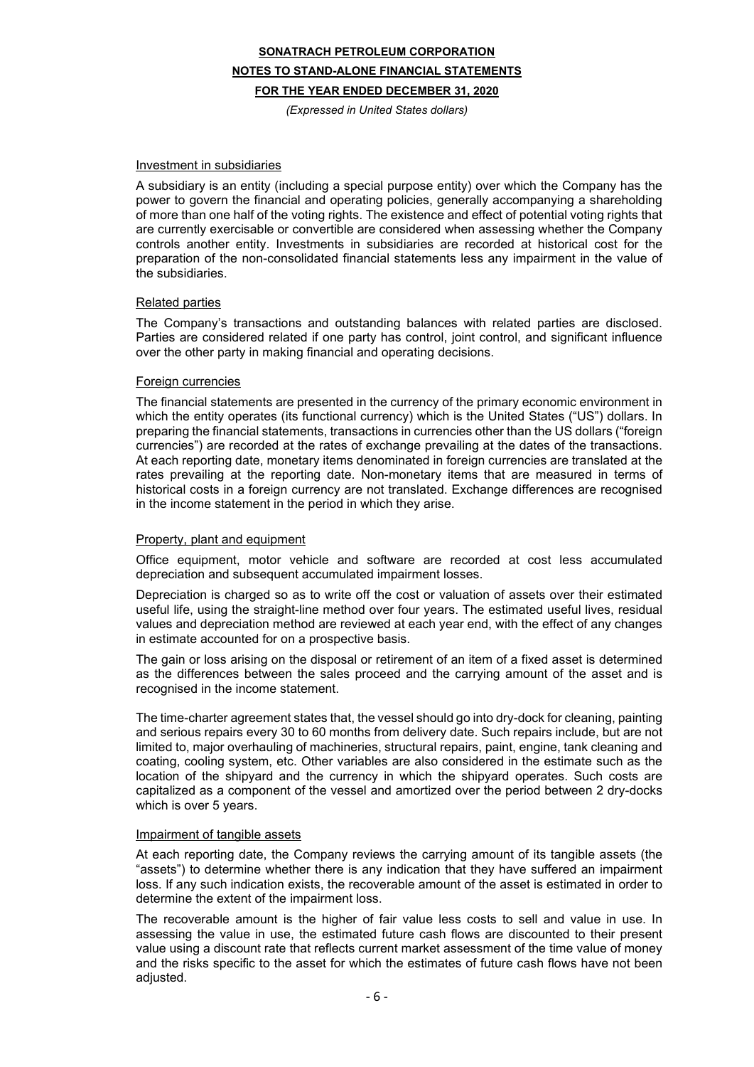#### Investment in subsidiaries

A subsidiary is an entity (including a special purpose entity) over which the Company has the power to govern the financial and operating policies, generally accompanying a shareholding of more than one half of the voting rights. The existence and effect of potential voting rights that are currently exercisable or convertible are considered when assessing whether the Company controls another entity. Investments in subsidiaries are recorded at historical cost for the preparation of the non-consolidated financial statements less any impairment in the value of the subsidiaries.

#### Related parties

The Company's transactions and outstanding balances with related parties are disclosed. Parties are considered related if one party has control, joint control, and significant influence over the other party in making financial and operating decisions.

#### Foreign currencies

The financial statements are presented in the currency of the primary economic environment in which the entity operates (its functional currency) which is the United States ("US") dollars. In preparing the financial statements, transactions in currencies other than the US dollars ("foreign currencies") are recorded at the rates of exchange prevailing at the dates of the transactions. At each reporting date, monetary items denominated in foreign currencies are translated at the rates prevailing at the reporting date. Non-monetary items that are measured in terms of historical costs in a foreign currency are not translated. Exchange differences are recognised in the income statement in the period in which they arise.

#### Property, plant and equipment

Office equipment, motor vehicle and software are recorded at cost less accumulated depreciation and subsequent accumulated impairment losses.

Depreciation is charged so as to write off the cost or valuation of assets over their estimated useful life, using the straight-line method over four years. The estimated useful lives, residual values and depreciation method are reviewed at each year end, with the effect of any changes in estimate accounted for on a prospective basis.

The gain or loss arising on the disposal or retirement of an item of a fixed asset is determined as the differences between the sales proceed and the carrying amount of the asset and is recognised in the income statement.

The time-charter agreement states that, the vessel should go into dry-dock for cleaning, painting and serious repairs every 30 to 60 months from delivery date. Such repairs include, but are not limited to, major overhauling of machineries, structural repairs, paint, engine, tank cleaning and coating, cooling system, etc. Other variables are also considered in the estimate such as the location of the shipyard and the currency in which the shipyard operates. Such costs are capitalized as a component of the vessel and amortized over the period between 2 dry-docks which is over 5 years.

#### Impairment of tangible assets

At each reporting date, the Company reviews the carrying amount of its tangible assets (the "assets") to determine whether there is any indication that they have suffered an impairment loss. If any such indication exists, the recoverable amount of the asset is estimated in order to determine the extent of the impairment loss.

The recoverable amount is the higher of fair value less costs to sell and value in use. In assessing the value in use, the estimated future cash flows are discounted to their present value using a discount rate that reflects current market assessment of the time value of money and the risks specific to the asset for which the estimates of future cash flows have not been adjusted.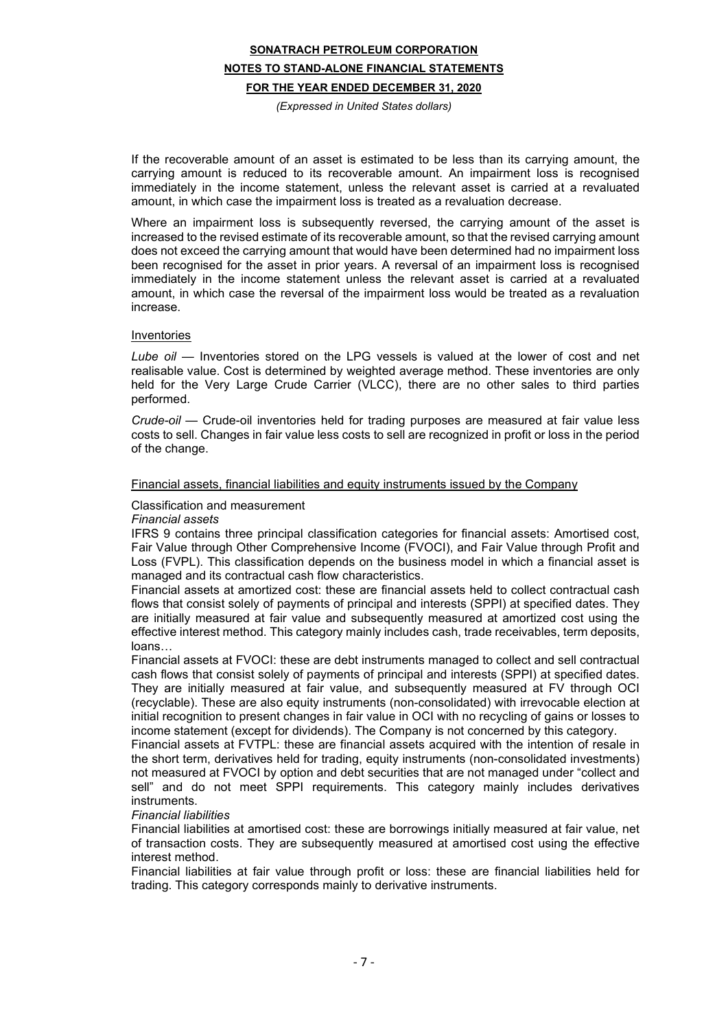If the recoverable amount of an asset is estimated to be less than its carrying amount, the carrying amount is reduced to its recoverable amount. An impairment loss is recognised immediately in the income statement, unless the relevant asset is carried at a revaluated amount, in which case the impairment loss is treated as a revaluation decrease.

Where an impairment loss is subsequently reversed, the carrying amount of the asset is increased to the revised estimate of its recoverable amount, so that the revised carrying amount does not exceed the carrying amount that would have been determined had no impairment loss been recognised for the asset in prior years. A reversal of an impairment loss is recognised immediately in the income statement unless the relevant asset is carried at a revaluated amount, in which case the reversal of the impairment loss would be treated as a revaluation increase.

Inventories

*Lube oil* — Inventories stored on the LPG vessels is valued at the lower of cost and net realisable value. Cost is determined by weighted average method. These inventories are only held for the Very Large Crude Carrier (VLCC), there are no other sales to third parties performed.

*Crude-oil* — Crude-oil inventories held for trading purposes are measured at fair value less costs to sell. Changes in fair value less costs to sell are recognized in profit or loss in the period of the change.

Financial assets, financial liabilities and equity instruments issued by the Company

Classification and measurement

*Financial assets*

IFRS 9 contains three principal classification categories for financial assets: Amortised cost, Fair Value through Other Comprehensive Income (FVOCI), and Fair Value through Profit and Loss (FVPL). This classification depends on the business model in which a financial asset is managed and its contractual cash flow characteristics.

Financial assets at amortized cost: these are financial assets held to collect contractual cash flows that consist solely of payments of principal and interests (SPPI) at specified dates. They are initially measured at fair value and subsequently measured at amortized cost using the effective interest method. This category mainly includes cash, trade receivables, term deposits, loans…

Financial assets at FVOCI: these are debt instruments managed to collect and sell contractual cash flows that consist solely of payments of principal and interests (SPPI) at specified dates. They are initially measured at fair value, and subsequently measured at FV through OCI (recyclable). These are also equity instruments (non-consolidated) with irrevocable election at initial recognition to present changes in fair value in OCI with no recycling of gains or losses to income statement (except for dividends). The Company is not concerned by this category.

Financial assets at FVTPL: these are financial assets acquired with the intention of resale in the short term, derivatives held for trading, equity instruments (non-consolidated investments) not measured at FVOCI by option and debt securities that are not managed under "collect and sell" and do not meet SPPI requirements. This category mainly includes derivatives instruments.

*Financial liabilities*

Financial liabilities at amortised cost: these are borrowings initially measured at fair value, net of transaction costs. They are subsequently measured at amortised cost using the effective interest method.

Financial liabilities at fair value through profit or loss: these are financial liabilities held for trading. This category corresponds mainly to derivative instruments.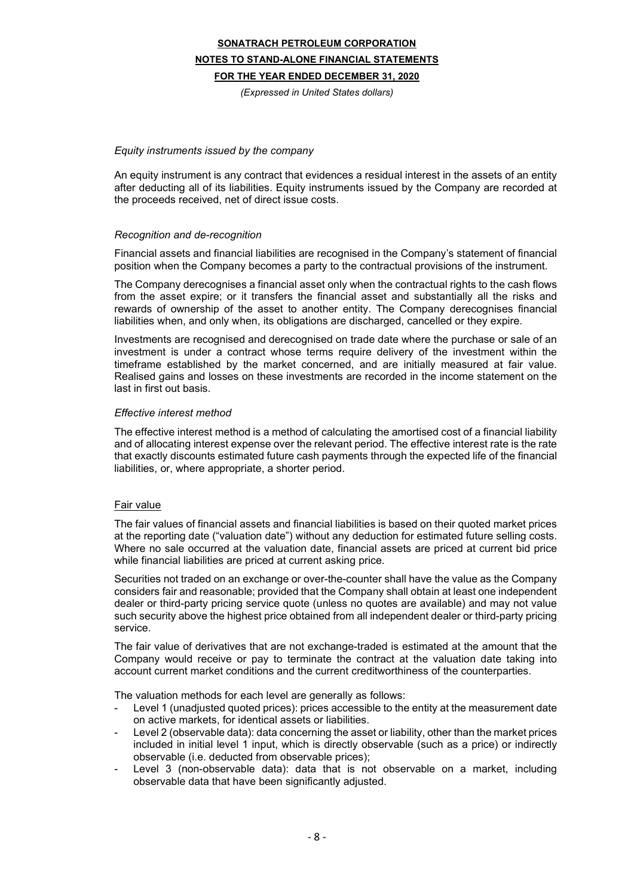*Equity instruments issued by the company*

An equity instrument is any contract that evidences a residual interest in the assets of an entity after deducting all of its liabilities. Equity instruments issued by the Company are recorded at the proceeds received, net of direct issue costs.

*Recognition and de-recognition*

Financial assets and financial liabilities are recognised in the Company's statement of financial position when the Company becomes a party to the contractual provisions of the instrument.

The Company derecognises a financial asset only when the contractual rights to the cash flows from the asset expire; or it transfers the financial asset and substantially all the risks and rewards of ownership of the asset to another entity. The Company derecognises financial liabilities when, and only when, its obligations are discharged, cancelled or they expire.

Investments are recognised and derecognised on trade date where the purchase or sale of an investment is under a contract whose terms require delivery of the investment within the timeframe established by the market concerned, and are initially measured at fair value. Realised gains and losses on these investments are recorded in the income statement on the last in first out basis.

*Effective interest method*

The effective interest method is a method of calculating the amortised cost of a financial liability and of allocating interest expense over the relevant period. The effective interest rate is the rate that exactly discounts estimated future cash payments through the expected life of the financial liabilities, or, where appropriate, a shorter period.

## Fair value

The fair values of financial assets and financial liabilities is based on their quoted market prices at the reporting date ("valuation date") without any deduction for estimated future selling costs. Where no sale occurred at the valuation date, financial assets are priced at current bid price while financial liabilities are priced at current asking price.

Securities not traded on an exchange or over-the-counter shall have the value as the Company considers fair and reasonable; provided that the Company shall obtain at least one independent dealer or third-party pricing service quote (unless no quotes are available) and may not value such security above the highest price obtained from all independent dealer or third-party pricing service.

The fair value of derivatives that are not exchange-traded is estimated at the amount that the Company would receive or pay to terminate the contract at the valuation date taking into account current market conditions and the current creditworthiness of the counterparties.

The valuation methods for each level are generally as follows:

- Level 1 (unadjusted quoted prices): prices accessible to the entity at the measurement date on active markets, for identical assets or liabilities.
- Level 2 (observable data): data concerning the asset or liability, other than the market prices included in initial level 1 input, which is directly observable (such as a price) or indirectly observable (i.e. deducted from observable prices);
- Level 3 (non-observable data): data that is not observable on a market, including observable data that have been significantly adjusted.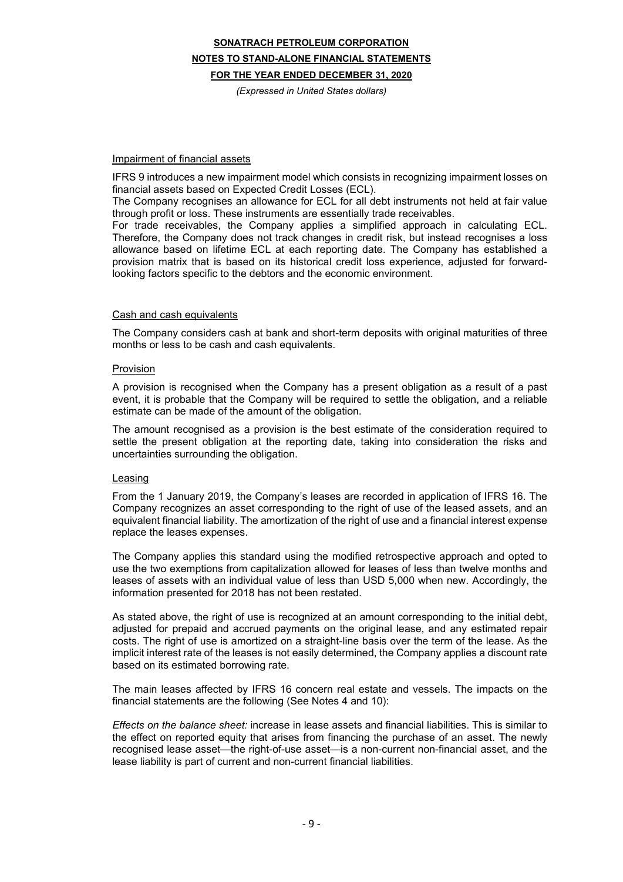Impairment of financial assets

IFRS 9 introduces a new impairment model which consists in recognizing impairment losses on financial assets based on Expected Credit Losses (ECL).

The Company recognises an allowance for ECL for all debt instruments not held at fair value through profit or loss. These instruments are essentially trade receivables.

For trade receivables, the Company applies a simplified approach in calculating ECL. Therefore, the Company does not track changes in credit risk, but instead recognises a loss allowance based on lifetime ECL at each reporting date. The Company has established a provision matrix that is based on its historical credit loss experience, adjusted for forward-looking factors specific to the debtors and the economic environment.

Cash and cash equivalents

The Company considers cash at bank and short-term deposits with original maturities of three months or less to be cash and cash equivalents.

Provision

A provision is recognised when the Company has a present obligation as a result of a past event, it is probable that the Company will be required to settle the obligation, and a reliable estimate can be made of the amount of the obligation.

The amount recognised as a provision is the best estimate of the consideration required to settle the present obligation at the reporting date, taking into consideration the risks and uncertainties surrounding the obligation.

Leasing

From the 1 January 2019, the Company's leases are recorded in application of IFRS 16. The Company recognizes an asset corresponding to the right of use of the leased assets, and an equivalent financial liability. The amortization of the right of use and a financial interest expense replace the leases expenses.

The Company applies this standard using the modified retrospective approach and opted to use the two exemptions from capitalization allowed for leases of less than twelve months and leases of assets with an individual value of less than USD 5,000 when new. Accordingly, the information presented for 2018 has not been restated.

As stated above, the right of use is recognized at an amount corresponding to the initial debt, adjusted for prepaid and accrued payments on the original lease, and any estimated repair costs. The right of use is amortized on a straight-line basis over the term of the lease. As the implicit interest rate of the leases is not easily determined, the Company applies a discount rate based on its estimated borrowing rate.

The main leases affected by IFRS 16 concern real estate and vessels. The impacts on the financial statements are the following (See Notes 4 and 10):

*Effects on the balance sheet:* increase in lease assets and financial liabilities. This is similar to the effect on reported equity that arises from financing the purchase of an asset. The newly recognised lease asset—the right-of-use asset—is a non-current non-financial asset, and the lease liability is part of current and non-current financial liabilities.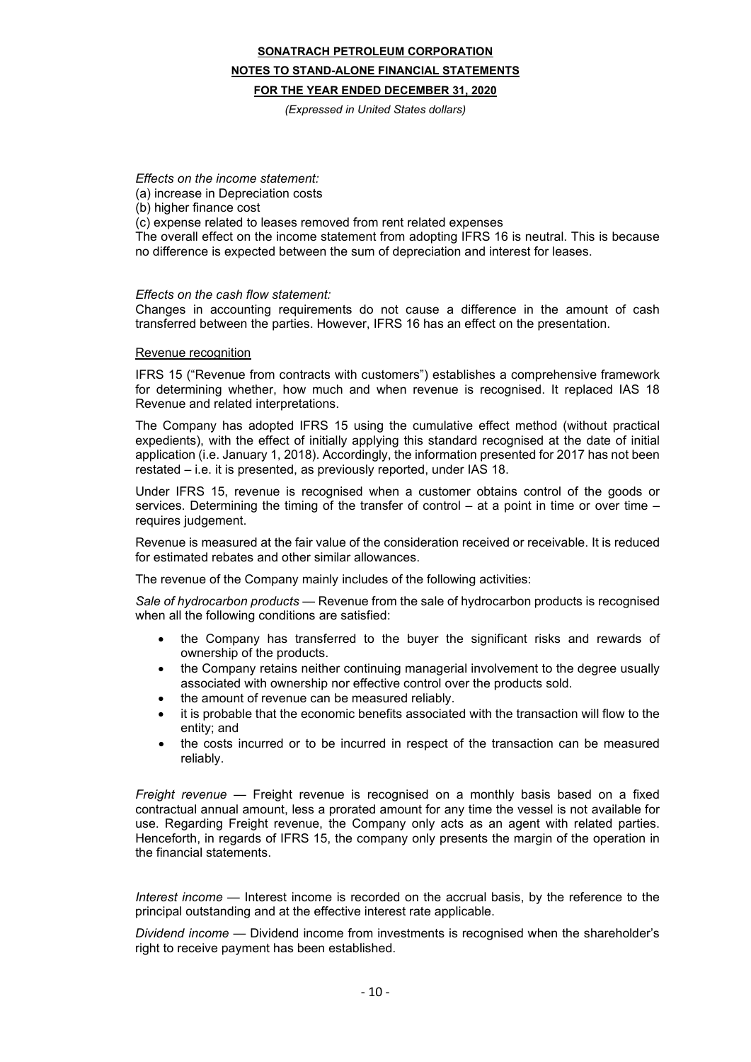*Effects on the income statement:*
(a) increase in Depreciation costs
(b) higher finance cost
(c) expense related to leases removed from rent related expenses
The overall effect on the income statement from adopting IFRS 16 is neutral. This is because no difference is expected between the sum of depreciation and interest for leases.

*Effects on the cash flow statement:*
Changes in accounting requirements do not cause a difference in the amount of cash transferred between the parties. However, IFRS 16 has an effect on the presentation.

Revenue recognition

IFRS 15 ("Revenue from contracts with customers") establishes a comprehensive framework for determining whether, how much and when revenue is recognised. It replaced IAS 18 Revenue and related interpretations.

The Company has adopted IFRS 15 using the cumulative effect method (without practical expedients), with the effect of initially applying this standard recognised at the date of initial application (i.e. January 1, 2018). Accordingly, the information presented for 2017 has not been restated – i.e. it is presented, as previously reported, under IAS 18.

Under IFRS 15, revenue is recognised when a customer obtains control of the goods or services. Determining the timing of the transfer of control – at a point in time or over time – requires judgement.

Revenue is measured at the fair value of the consideration received or receivable. It is reduced for estimated rebates and other similar allowances.

The revenue of the Company mainly includes of the following activities:

*Sale of hydrocarbon products* — Revenue from the sale of hydrocarbon products is recognised when all the following conditions are satisfied:

- the Company has transferred to the buyer the significant risks and rewards of ownership of the products.
- the Company retains neither continuing managerial involvement to the degree usually associated with ownership nor effective control over the products sold.
- the amount of revenue can be measured reliably.
- it is probable that the economic benefits associated with the transaction will flow to the entity; and
- the costs incurred or to be incurred in respect of the transaction can be measured reliably.

*Freight revenue* — Freight revenue is recognised on a monthly basis based on a fixed contractual annual amount, less a prorated amount for any time the vessel is not available for use. Regarding Freight revenue, the Company only acts as an agent with related parties. Henceforth, in regards of IFRS 15, the company only presents the margin of the operation in the financial statements.

*Interest income* — Interest income is recorded on the accrual basis, by the reference to the principal outstanding and at the effective interest rate applicable.

*Dividend income* — Dividend income from investments is recognised when the shareholder's right to receive payment has been established.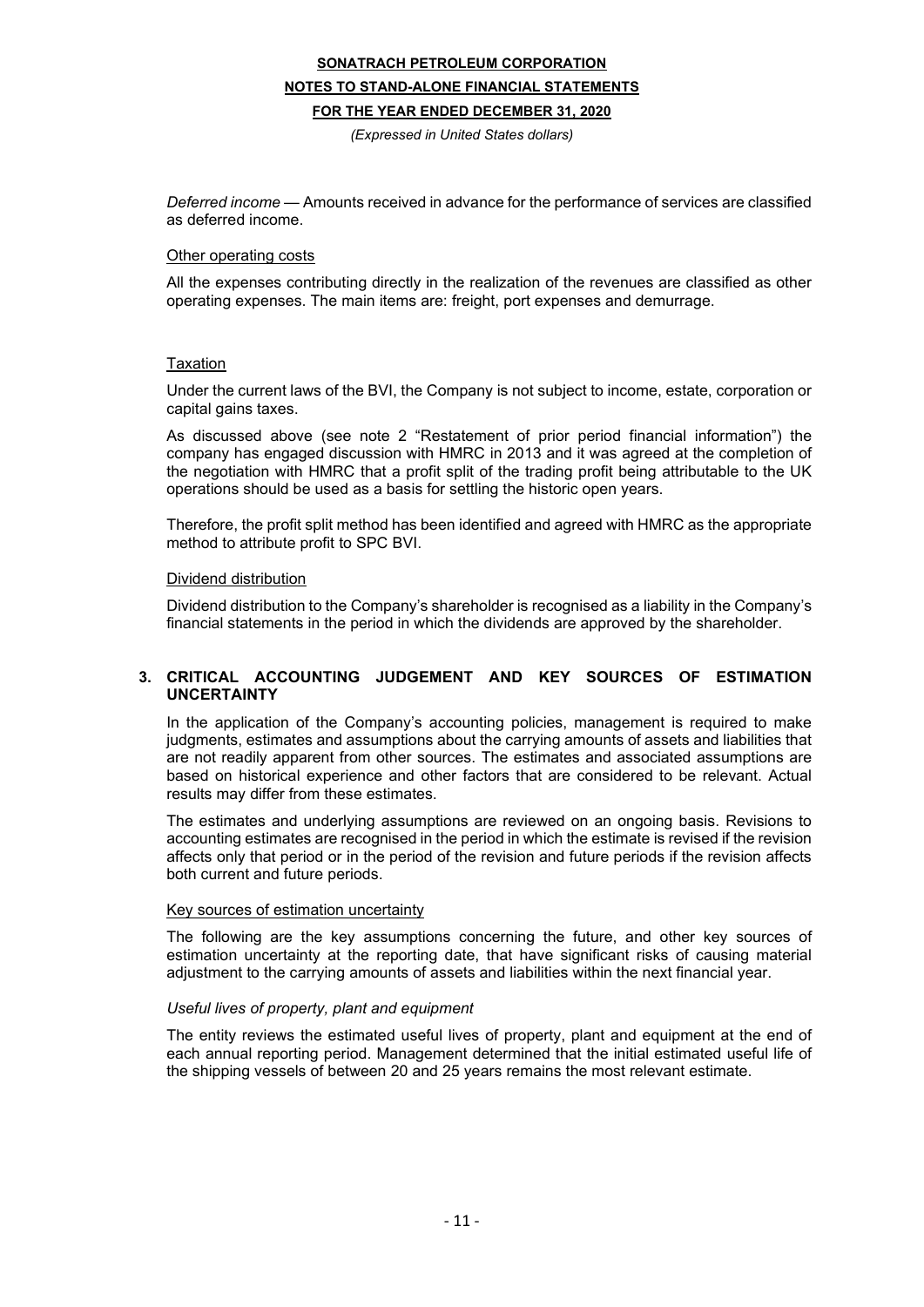*Deferred income* — Amounts received in advance for the performance of services are classified as deferred income.

Other operating costs

All the expenses contributing directly in the realization of the revenues are classified as other operating expenses. The main items are: freight, port expenses and demurrage.

Taxation

Under the current laws of the BVI, the Company is not subject to income, estate, corporation or capital gains taxes.

As discussed above (see note 2 "Restatement of prior period financial information") the company has engaged discussion with HMRC in 2013 and it was agreed at the completion of the negotiation with HMRC that a profit split of the trading profit being attributable to the UK operations should be used as a basis for settling the historic open years.

Therefore, the profit split method has been identified and agreed with HMRC as the appropriate method to attribute profit to SPC BVI.

Dividend distribution

Dividend distribution to the Company's shareholder is recognised as a liability in the Company's financial statements in the period in which the dividends are approved by the shareholder.

## 3. CRITICAL ACCOUNTING JUDGEMENT AND KEY SOURCES OF ESTIMATION UNCERTAINTY

In the application of the Company's accounting policies, management is required to make judgments, estimates and assumptions about the carrying amounts of assets and liabilities that are not readily apparent from other sources. The estimates and associated assumptions are based on historical experience and other factors that are considered to be relevant. Actual results may differ from these estimates.

The estimates and underlying assumptions are reviewed on an ongoing basis. Revisions to accounting estimates are recognised in the period in which the estimate is revised if the revision affects only that period or in the period of the revision and future periods if the revision affects both current and future periods.

Key sources of estimation uncertainty

The following are the key assumptions concerning the future, and other key sources of estimation uncertainty at the reporting date, that have significant risks of causing material adjustment to the carrying amounts of assets and liabilities within the next financial year.

*Useful lives of property, plant and equipment*

The entity reviews the estimated useful lives of property, plant and equipment at the end of each annual reporting period. Management determined that the initial estimated useful life of the shipping vessels of between 20 and 25 years remains the most relevant estimate.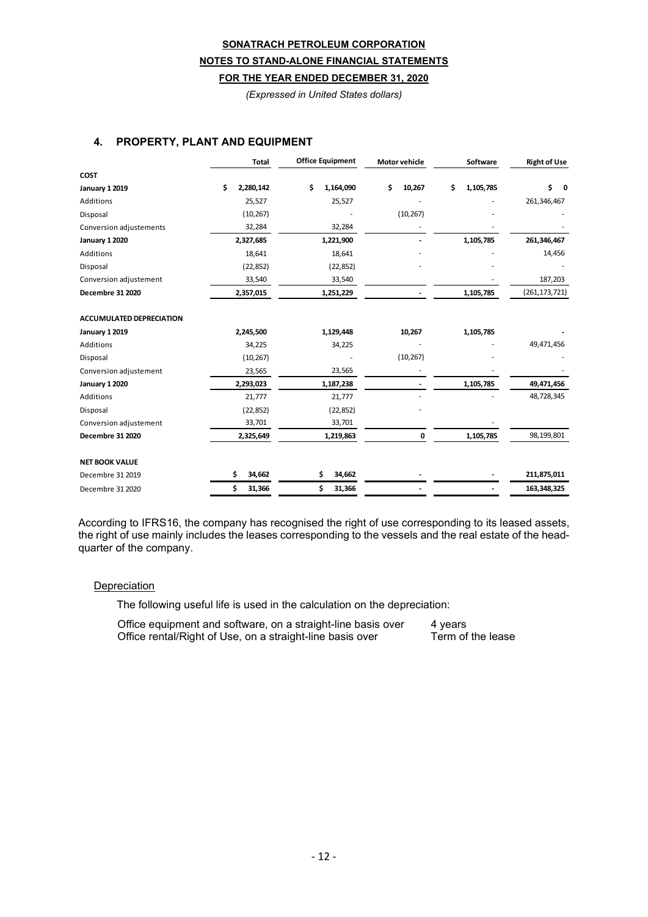**SONATRACH PETROLEUM CORPORATION**

**NOTES TO STAND-ALONE FINANCIAL STATEMENTS**

**FOR THE YEAR ENDED DECEMBER 31, 2020**

*(Expressed in United States dollars)*

## 4. PROPERTY, PLANT AND EQUIPMENT

| | Total | Office Equipment | Motor vehicle | Software | Right of Use |
|---|---|---|---|---|---|
| **COST** | | | | | |
| **January 1 2019** | $ 2,280,142 | $ 1,164,090 | $ 10,267 | $ 1,105,785 | $ 0 |
| Additions | 25,527 | 25,527 | - | - | 261,346,467 |
| Disposal | (10,267) | - | (10,267) | - | - |
| Conversion adjustements | 32,284 | 32,284 | - | - | - |
| **January 1 2020** | **2,327,685** | **1,221,900** | **-** | **1,105,785** | **261,346,467** |
| Additions | 18,641 | 18,641 | - | - | 14,456 |
| Disposal | (22,852) | (22,852) | - | - | - |
| Conversion adjustement | 33,540 | 33,540 | | - | 187,203 |
| **Decembre 31 2020** | **2,357,015** | **1,251,229** | **-** | **1,105,785** | (261,173,721) |
| | | | | | |
| **ACCUMULATED DEPRECIATION** | | | | | |
| **January 1 2019** | **2,245,500** | **1,129,448** | **10,267** | **1,105,785** | **-** |
| Additions | 34,225 | 34,225 | - | - | 49,471,456 |
| Disposal | (10,267) | - | (10,267) | - | - |
| Conversion adjustement | 23,565 | 23,565 | - | - | - |
| **January 1 2020** | **2,293,023** | **1,187,238** | **-** | **1,105,785** | **49,471,456** |
| Additions | 21,777 | 21,777 | - | - | 48,728,345 |
| Disposal | (22,852) | (22,852) | - | | |
| Conversion adjustement | 33,701 | 33,701 | | - | |
| **Decembre 31 2020** | **2,325,649** | **1,219,863** | **0** | **1,105,785** | 98,199,801 |
| | | | | | |
| **NET BOOK VALUE** | | | | | |
| Decembre 31 2019 | **$ 34,662** | **$ 34,662** | **-** | **-** | **211,875,011** |
| Decembre 31 2020 | **$ 31,366** | **$ 31,366** | **-** | **-** | **163,348,325** |

According to IFRS16, the company has recognised the right of use corresponding to its leased assets, the right of use mainly includes the leases corresponding to the vessels and the real estate of the head-quarter of the company.

Depreciation

The following useful life is used in the calculation on the depreciation:

| | |
|---|---|
| Office equipment and software, on a straight-line basis over | 4 years |
| Office rental/Right of Use, on a straight-line basis over | Term of the lease |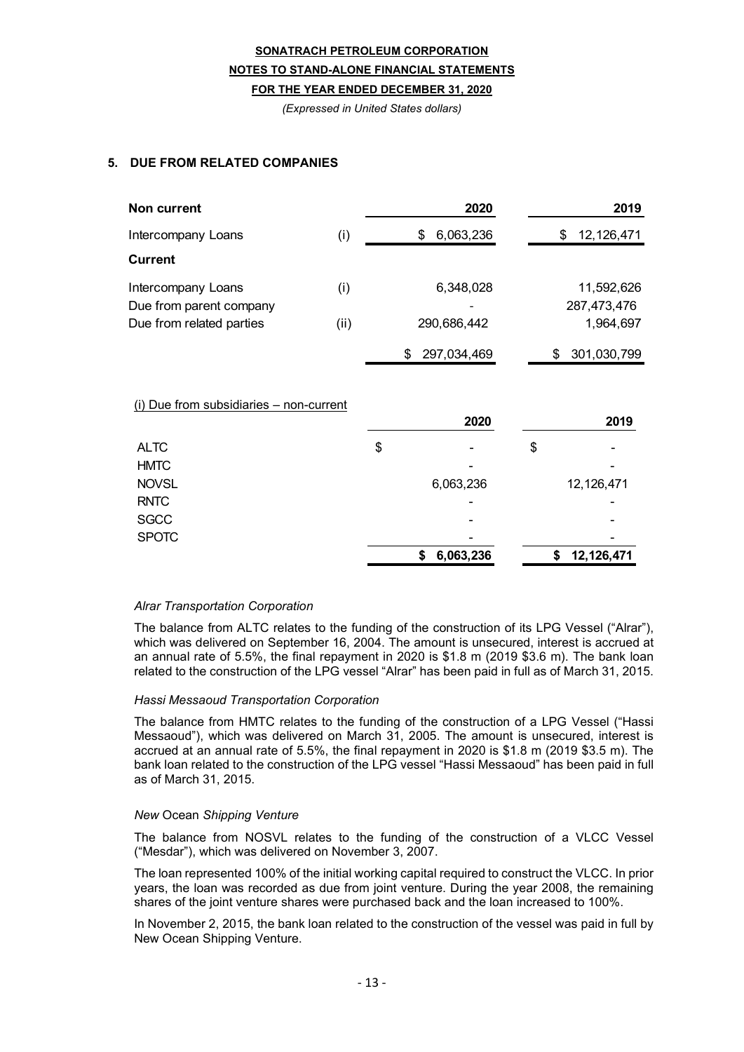## 5. DUE FROM RELATED COMPANIES

| Non current | | 2020 | 2019 |
|---|---|---|---|
| Intercompany Loans | (i) | $ 6,063,236 | $ 12,126,471 |
| **Current** | | | |
| Intercompany Loans | (i) | 6,348,028 | 11,592,626 |
| Due from parent company | | - | 287,473,476 |
| Due from related parties | (ii) | 290,686,442 | 1,964,697 |
| | | $ 297,034,469 | $ 301,030,799 |

(i) Due from subsidiaries – non-current

| | 2020 | 2019 |
|---|---|---|
| ALTC | $ - | $ - |
| HMTC | - | - |
| NOVSL | 6,063,236 | 12,126,471 |
| RNTC | - | - |
| SGCC | - | - |
| SPOTC | - | - |
| | **$ 6,063,236** | **$ 12,126,471** |

*Alrar Transportation Corporation*

The balance from ALTC relates to the funding of the construction of its LPG Vessel ("Alrar"), which was delivered on September 16, 2004. The amount is unsecured, interest is accrued at an annual rate of 5.5%, the final repayment in 2020 is $1.8 m (2019 $3.6 m). The bank loan related to the construction of the LPG vessel "Alrar" has been paid in full as of March 31, 2015.

*Hassi Messaoud Transportation Corporation*

The balance from HMTC relates to the funding of the construction of a LPG Vessel ("Hassi Messaoud"), which was delivered on March 31, 2005. The amount is unsecured, interest is accrued at an annual rate of 5.5%, the final repayment in 2020 is $1.8 m (2019 $3.5 m). The bank loan related to the construction of the LPG vessel "Hassi Messaoud" has been paid in full as of March 31, 2015.

*New* Ocean *Shipping Venture*

The balance from NOSVL relates to the funding of the construction of a VLCC Vessel ("Mesdar"), which was delivered on November 3, 2007.

The loan represented 100% of the initial working capital required to construct the VLCC. In prior years, the loan was recorded as due from joint venture. During the year 2008, the remaining shares of the joint venture shares were purchased back and the loan increased to 100%.

In November 2, 2015, the bank loan related to the construction of the vessel was paid in full by New Ocean Shipping Venture.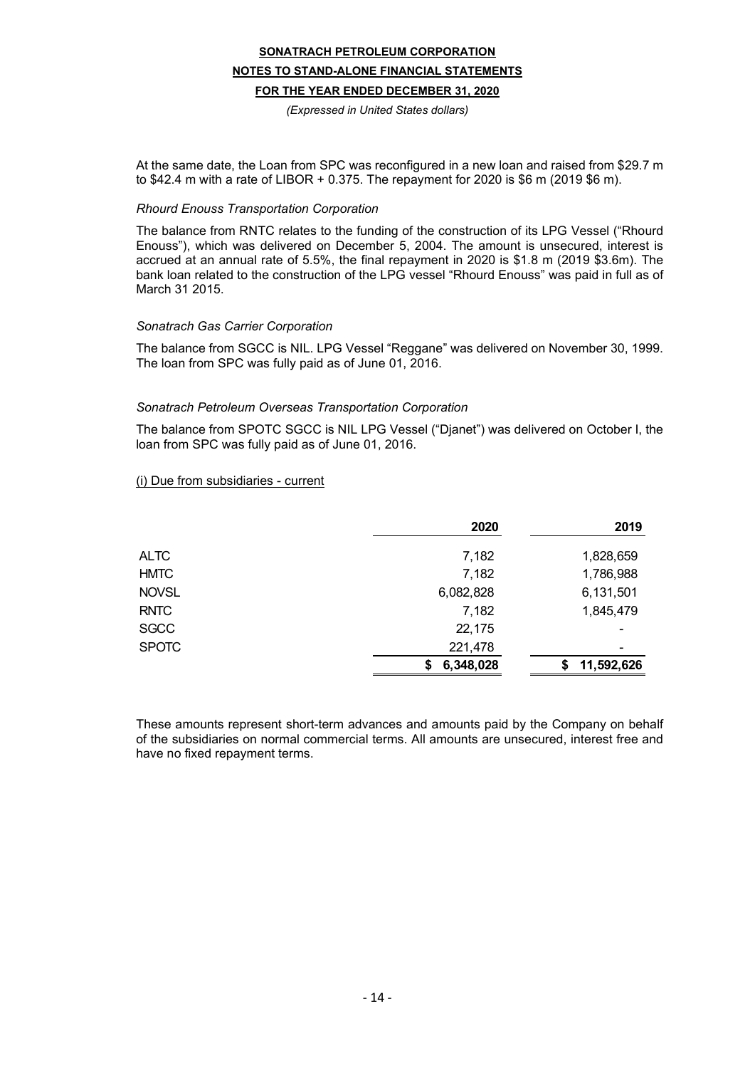At the same date, the Loan from SPC was reconfigured in a new loan and raised from $29.7 m to $42.4 m with a rate of LIBOR + 0.375. The repayment for 2020 is $6 m (2019 $6 m).

*Rhourd Enouss Transportation Corporation*

The balance from RNTC relates to the funding of the construction of its LPG Vessel ("Rhourd Enouss"), which was delivered on December 5, 2004. The amount is unsecured, interest is accrued at an annual rate of 5.5%, the final repayment in 2020 is $1.8 m (2019 $3.6m). The bank loan related to the construction of the LPG vessel "Rhourd Enouss" was paid in full as of March 31 2015.

*Sonatrach Gas Carrier Corporation*

The balance from SGCC is NIL. LPG Vessel "Reggane" was delivered on November 30, 1999. The loan from SPC was fully paid as of June 01, 2016.

*Sonatrach Petroleum Overseas Transportation Corporation*

The balance from SPOTC SGCC is NIL LPG Vessel ("Djanet") was delivered on October I, the loan from SPC was fully paid as of June 01, 2016.

(i) Due from subsidiaries - current

| | 2020 | 2019 |
|---|---|---|
| ALTC | 7,182 | 1,828,659 |
| HMTC | 7,182 | 1,786,988 |
| NOVSL | 6,082,828 | 6,131,501 |
| RNTC | 7,182 | 1,845,479 |
| SGCC | 22,175 | - |
| SPOTC | 221,478 | - |
| | $ 6,348,028 | $ 11,592,626 |

These amounts represent short-term advances and amounts paid by the Company on behalf of the subsidiaries on normal commercial terms. All amounts are unsecured, interest free and have no fixed repayment terms.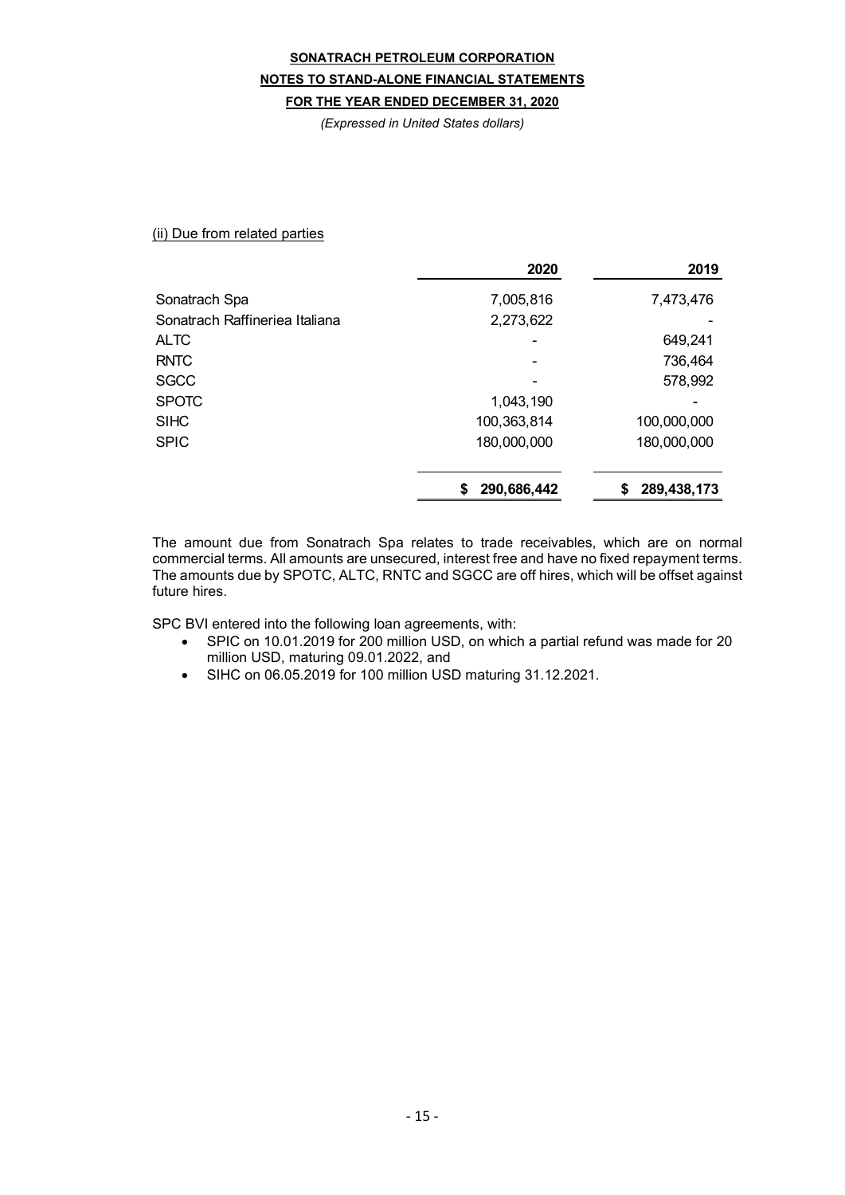(ii) Due from related parties

| | 2020 | 2019 |
|---|---|---|
| Sonatrach Spa | 7,005,816 | 7,473,476 |
| Sonatrach Raffineriea Italiana | 2,273,622 | - |
| ALTC | - | 649,241 |
| RNTC | - | 736,464 |
| SGCC | - | 578,992 |
| SPOTC | 1,043,190 | - |
| SIHC | 100,363,814 | 100,000,000 |
| SPIC | 180,000,000 | 180,000,000 |
| | $ 290,686,442 | $ 289,438,173 |

The amount due from Sonatrach Spa relates to trade receivables, which are on normal commercial terms. All amounts are unsecured, interest free and have no fixed repayment terms. The amounts due by SPOTC, ALTC, RNTC and SGCC are off hires, which will be offset against future hires.

SPC BVI entered into the following loan agreements, with:

- SPIC on 10.01.2019 for 200 million USD, on which a partial refund was made for 20 million USD, maturing 09.01.2022, and
- SIHC on 06.05.2019 for 100 million USD maturing 31.12.2021.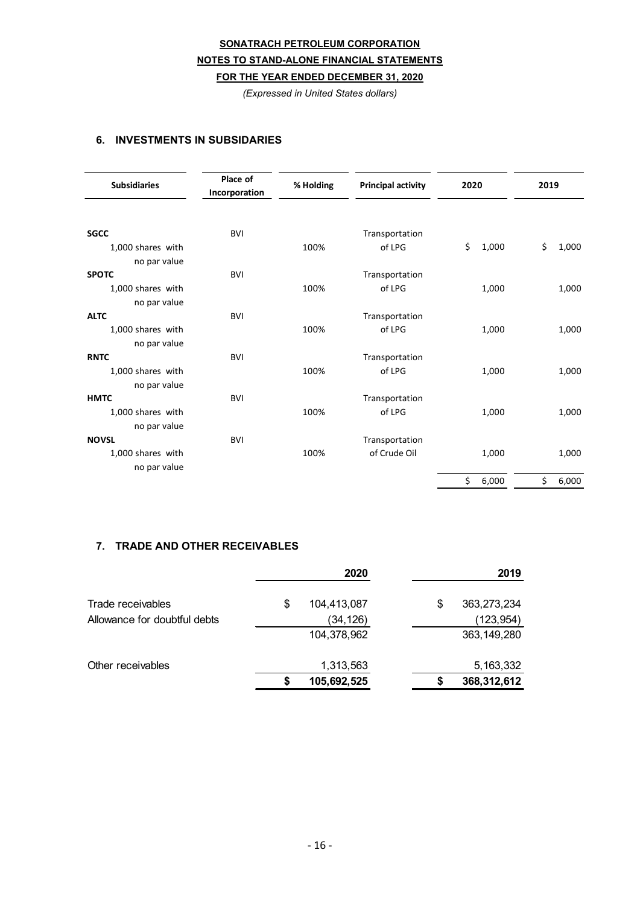**SONATRACH PETROLEUM CORPORATION**

**NOTES TO STAND-ALONE FINANCIAL STATEMENTS**

**FOR THE YEAR ENDED DECEMBER 31, 2020**

*(Expressed in United States dollars)*

## 6. INVESTMENTS IN SUBSIDARIES

| Subsidiaries | Place of Incorporation | % Holding | Principal activity | 2020 | 2019 |
|---|---|---|---|---|---|
| **SGCC** 1,000 shares with no par value | BVI | 100% | Transportation of LPG | $ 1,000 | $ 1,000 |
| **SPOTC** 1,000 shares with no par value | BVI | 100% | Transportation of LPG | 1,000 | 1,000 |
| **ALTC** 1,000 shares with no par value | BVI | 100% | Transportation of LPG | 1,000 | 1,000 |
| **RNTC** 1,000 shares with no par value | BVI | 100% | Transportation of LPG | 1,000 | 1,000 |
| **HMTC** 1,000 shares with no par value | BVI | 100% | Transportation of LPG | 1,000 | 1,000 |
| **NOVSL** 1,000 shares with no par value | BVI | 100% | Transportation of Crude Oil | 1,000 | 1,000 |
| | | | | $ 6,000 | $ 6,000 |

## 7. TRADE AND OTHER RECEIVABLES

| | 2020 | 2019 |
|---|---|---|
| Trade receivables | $ 104,413,087 | $ 363,273,234 |
| Allowance for doubtful debts | (34,126) | (123,954) |
| | 104,378,962 | 363,149,280 |
| Other receivables | 1,313,563 | 5,163,332 |
| | **$ 105,692,525** | **$ 368,312,612** |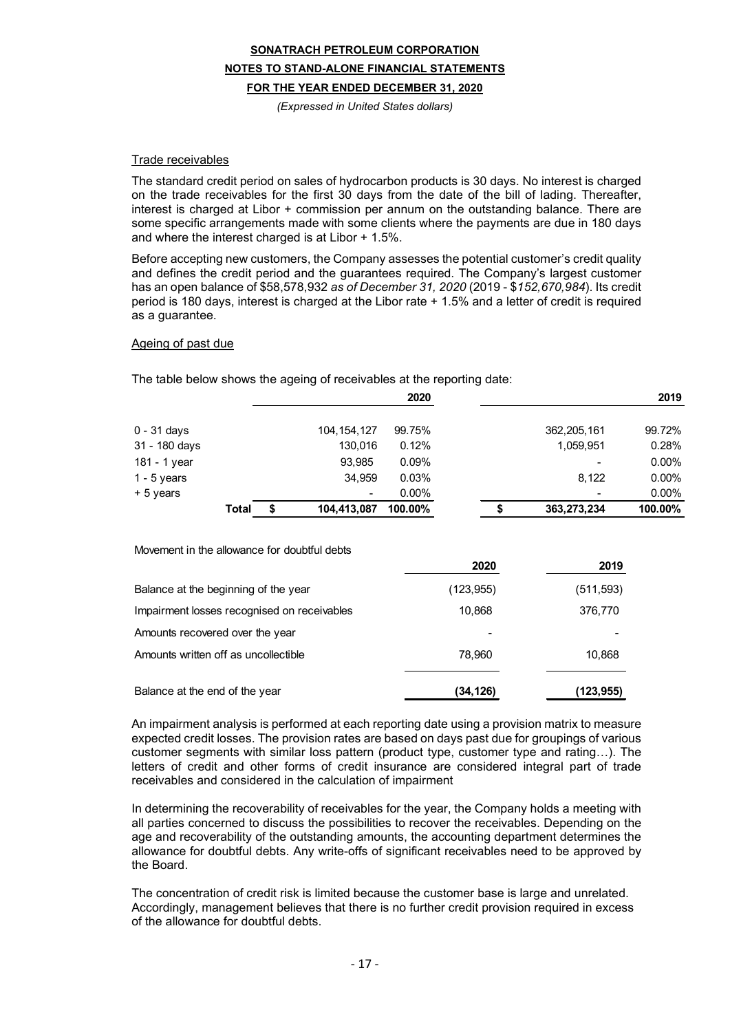### Trade receivables

The standard credit period on sales of hydrocarbon products is 30 days. No interest is charged on the trade receivables for the first 30 days from the date of the bill of lading. Thereafter, interest is charged at Libor + commission per annum on the outstanding balance. There are some specific arrangements made with some clients where the payments are due in 180 days and where the interest charged is at Libor + 1.5%.

Before accepting new customers, the Company assesses the potential customer's credit quality and defines the credit period and the guarantees required. The Company's largest customer has an open balance of $58,578,932 *as of December 31, 2020* (2019 - $*152,670,984*). Its credit period is 180 days, interest is charged at the Libor rate + 1.5% and a letter of credit is required as a guarantee.

### Ageing of past due

The table below shows the ageing of receivables at the reporting date:

| | 2020 | | 2019 | |
|---|---|---|---|---|
| 0 - 31 days | 104,154,127 | 99.75% | 362,205,161 | 99.72% |
| 31 - 180 days | 130,016 | 0.12% | 1,059,951 | 0.28% |
| 181 - 1 year | 93,985 | 0.09% | - | 0.00% |
| 1 - 5 years | 34,959 | 0.03% | 8,122 | 0.00% |
| + 5 years | - | 0.00% | - | 0.00% |
| **Total** | **$ 104,413,087** | **100.00%** | **$ 363,273,234** | **100.00%** |

Movement in the allowance for doubtful debts

| | 2020 | 2019 |
|---|---|---|
| Balance at the beginning of the year | (123,955) | (511,593) |
| Impairment losses recognised on receivables | 10,868 | 376,770 |
| Amounts recovered over the year | - | - |
| Amounts written off as uncollectible | 78,960 | 10,868 |
| Balance at the end of the year | **(34,126)** | **(123,955)** |

An impairment analysis is performed at each reporting date using a provision matrix to measure expected credit losses. The provision rates are based on days past due for groupings of various customer segments with similar loss pattern (product type, customer type and rating…). The letters of credit and other forms of credit insurance are considered integral part of trade receivables and considered in the calculation of impairment

In determining the recoverability of receivables for the year, the Company holds a meeting with all parties concerned to discuss the possibilities to recover the receivables. Depending on the age and recoverability of the outstanding amounts, the accounting department determines the allowance for doubtful debts. Any write-offs of significant receivables need to be approved by the Board.

The concentration of credit risk is limited because the customer base is large and unrelated. Accordingly, management believes that there is no further credit provision required in excess of the allowance for doubtful debts.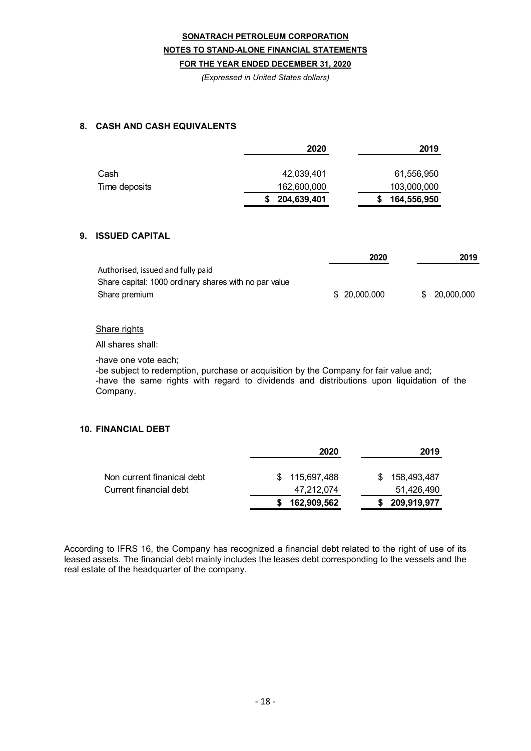**SONATRACH PETROLEUM CORPORATION**

**NOTES TO STAND-ALONE FINANCIAL STATEMENTS**

**FOR THE YEAR ENDED DECEMBER 31, 2020**

*(Expressed in United States dollars)*

## 8. CASH AND CASH EQUIVALENTS

| | 2020 | 2019 |
|---|---|---|
| Cash | 42,039,401 | 61,556,950 |
| Time deposits | 162,600,000 | 103,000,000 |
| | **$ 204,639,401** | **$ 164,556,950** |

## 9. ISSUED CAPITAL

| | 2020 | 2019 |
|---|---|---|
| Authorised, issued and fully paid | | |
| Share capital: 1000 ordinary shares with no par value | | |
| Share premium | $ 20,000,000 | $ 20,000,000 |

Share rights

All shares shall:

-have one vote each;
-be subject to redemption, purchase or acquisition by the Company for fair value and;
-have the same rights with regard to dividends and distributions upon liquidation of the Company.

## 10. FINANCIAL DEBT

| | 2020 | 2019 |
|---|---|---|
| Non current finanical debt | $ 115,697,488 | $ 158,493,487 |
| Current financial debt | 47,212,074 | 51,426,490 |
| | **$ 162,909,562** | **$ 209,919,977** |

According to IFRS 16, the Company has recognized a financial debt related to the right of use of its leased assets. The financial debt mainly includes the leases debt corresponding to the vessels and the real estate of the headquarter of the company.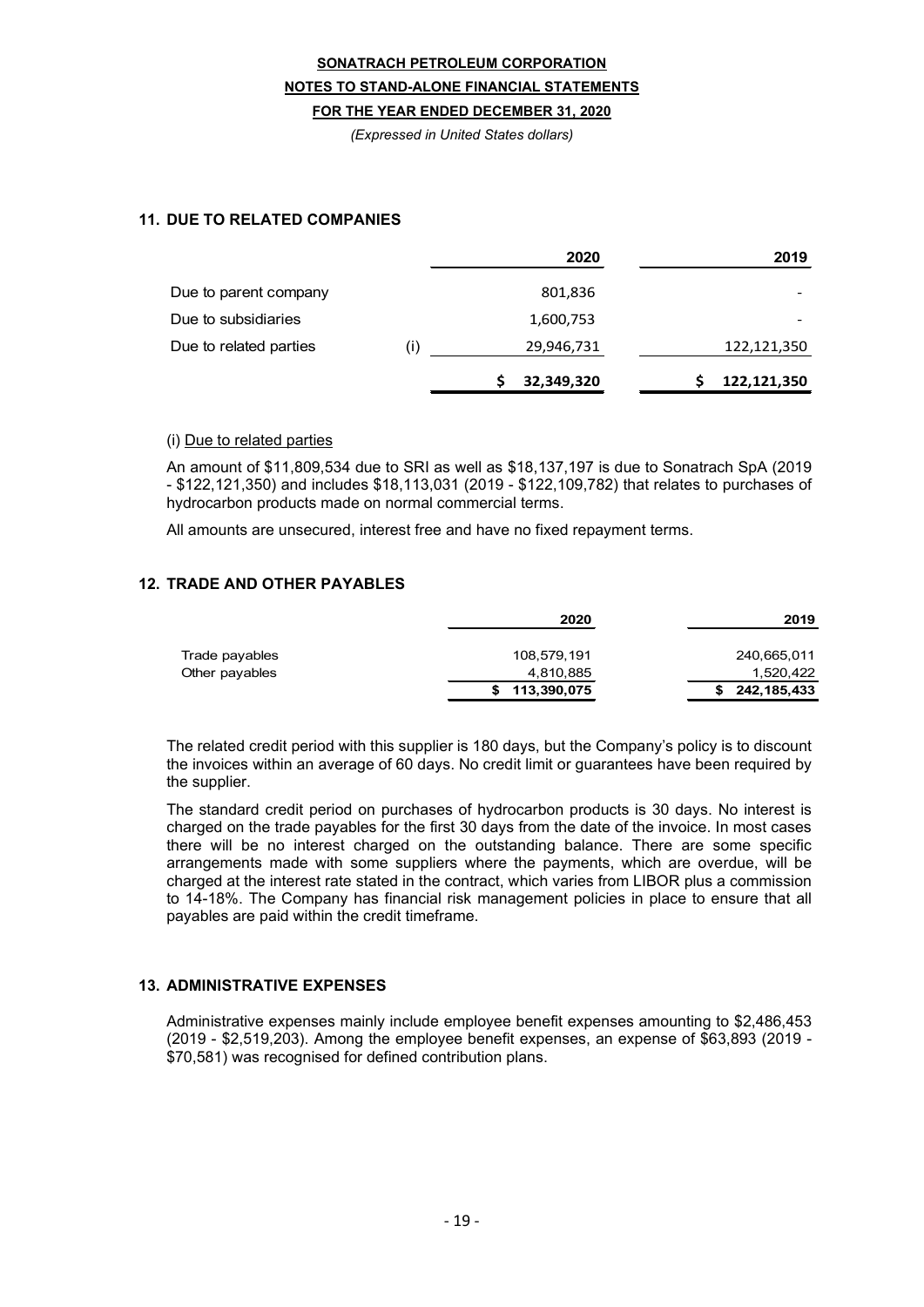**SONATRACH PETROLEUM CORPORATION**

**NOTES TO STAND-ALONE FINANCIAL STATEMENTS**

**FOR THE YEAR ENDED DECEMBER 31, 2020**

*(Expressed in United States dollars)*

## 11. DUE TO RELATED COMPANIES

| | | 2020 | 2019 |
|---|---|---|---|
| Due to parent company | | 801,836 | - |
| Due to subsidiaries | | 1,600,753 | - |
| Due to related parties | (i) | 29,946,731 | 122,121,350 |
| | | $ 32,349,320 | $ 122,121,350 |

(i) Due to related parties

An amount of $11,809,534 due to SRI as well as $18,137,197 is due to Sonatrach SpA (2019 - $122,121,350) and includes $18,113,031 (2019 - $122,109,782) that relates to purchases of hydrocarbon products made on normal commercial terms.

All amounts are unsecured, interest free and have no fixed repayment terms.

## 12. TRADE AND OTHER PAYABLES

| | 2020 | 2019 |
|---|---|---|
| Trade payables | 108,579,191 | 240,665,011 |
| Other payables | 4,810,885 | 1,520,422 |
| | $ 113,390,075 | $ 242,185,433 |

The related credit period with this supplier is 180 days, but the Company's policy is to discount the invoices within an average of 60 days. No credit limit or guarantees have been required by the supplier.

The standard credit period on purchases of hydrocarbon products is 30 days. No interest is charged on the trade payables for the first 30 days from the date of the invoice. In most cases there will be no interest charged on the outstanding balance. There are some specific arrangements made with some suppliers where the payments, which are overdue, will be charged at the interest rate stated in the contract, which varies from LIBOR plus a commission to 14-18%. The Company has financial risk management policies in place to ensure that all payables are paid within the credit timeframe.

## 13. ADMINISTRATIVE EXPENSES

Administrative expenses mainly include employee benefit expenses amounting to $2,486,453 (2019 - $2,519,203). Among the employee benefit expenses, an expense of $63,893 (2019 - $70,581) was recognised for defined contribution plans.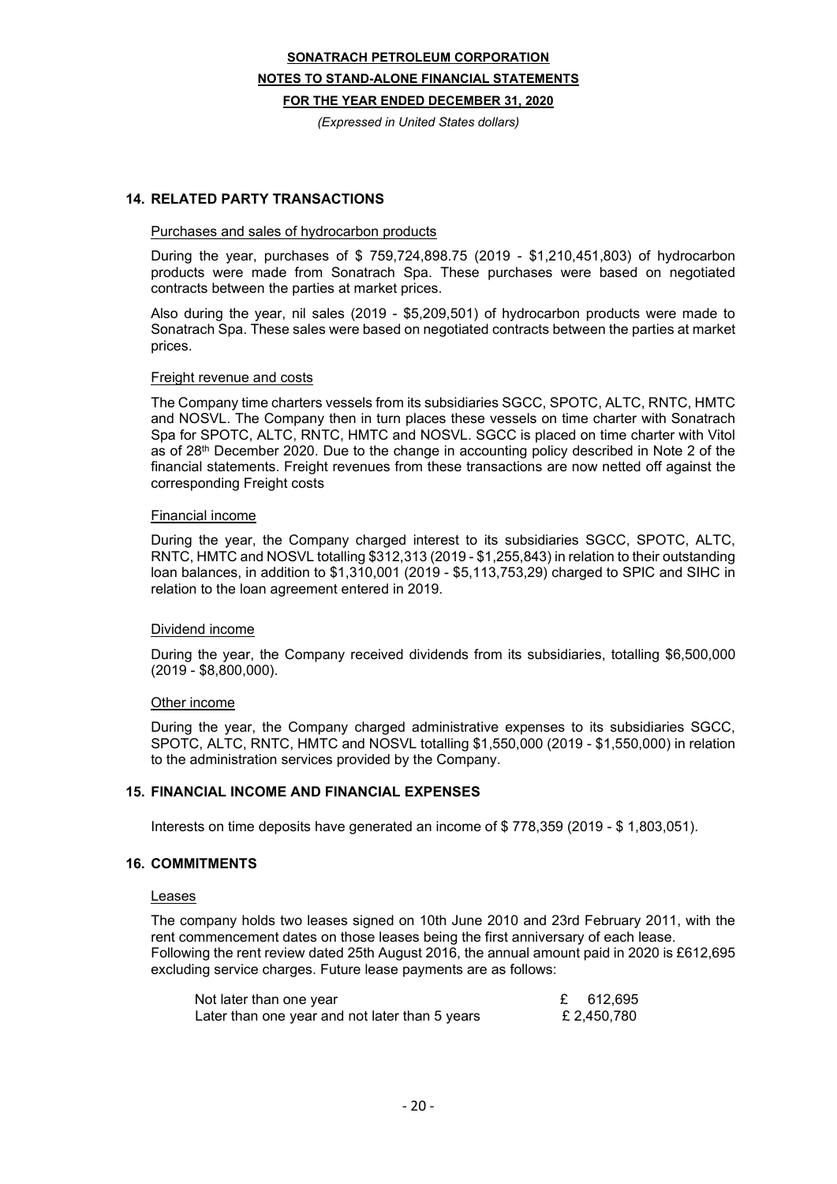## 14. RELATED PARTY TRANSACTIONS

Purchases and sales of hydrocarbon products

During the year, purchases of $ 759,724,898.75 (2019 - $1,210,451,803) of hydrocarbon products were made from Sonatrach Spa. These purchases were based on negotiated contracts between the parties at market prices.

Also during the year, nil sales (2019 - $5,209,501) of hydrocarbon products were made to Sonatrach Spa. These sales were based on negotiated contracts between the parties at market prices.

Freight revenue and costs

The Company time charters vessels from its subsidiaries SGCC, SPOTC, ALTC, RNTC, HMTC and NOSVL. The Company then in turn places these vessels on time charter with Sonatrach Spa for SPOTC, ALTC, RNTC, HMTC and NOSVL. SGCC is placed on time charter with Vitol as of 28th December 2020. Due to the change in accounting policy described in Note 2 of the financial statements. Freight revenues from these transactions are now netted off against the corresponding Freight costs

Financial income

During the year, the Company charged interest to its subsidiaries SGCC, SPOTC, ALTC, RNTC, HMTC and NOSVL totalling $312,313 (2019 - $1,255,843) in relation to their outstanding loan balances, in addition to $1,310,001 (2019 - $5,113,753,29) charged to SPIC and SIHC in relation to the loan agreement entered in 2019.

Dividend income

During the year, the Company received dividends from its subsidiaries, totalling $6,500,000 (2019 - $8,800,000).

Other income

During the year, the Company charged administrative expenses to its subsidiaries SGCC, SPOTC, ALTC, RNTC, HMTC and NOSVL totalling $1,550,000 (2019 - $1,550,000) in relation to the administration services provided by the Company.

## 15. FINANCIAL INCOME AND FINANCIAL EXPENSES

Interests on time deposits have generated an income of $ 778,359 (2019 - $ 1,803,051).

## 16. COMMITMENTS

Leases

The company holds two leases signed on 10th June 2010 and 23rd February 2011, with the rent commencement dates on those leases being the first anniversary of each lease. Following the rent review dated 25th August 2016, the annual amount paid in 2020 is £612,695 excluding service charges. Future lease payments are as follows:

| | |
|---|---|
| Not later than one year | £ 612,695 |
| Later than one year and not later than 5 years | £ 2,450,780 |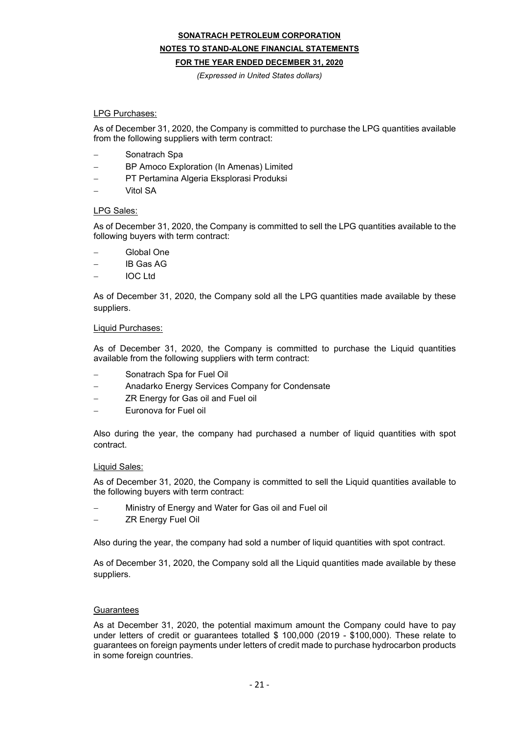### LPG Purchases:

As of December 31, 2020, the Company is committed to purchase the LPG quantities available from the following suppliers with term contract:

- Sonatrach Spa
- BP Amoco Exploration (In Amenas) Limited
- PT Pertamina Algeria Eksplorasi Produksi
- Vitol SA

### LPG Sales:

As of December 31, 2020, the Company is committed to sell the LPG quantities available to the following buyers with term contract:

- Global One
- IB Gas AG
- IOC Ltd

As of December 31, 2020, the Company sold all the LPG quantities made available by these suppliers.

### Liquid Purchases:

As of December 31, 2020, the Company is committed to purchase the Liquid quantities available from the following suppliers with term contract:

- Sonatrach Spa for Fuel Oil
- Anadarko Energy Services Company for Condensate
- ZR Energy for Gas oil and Fuel oil
- Euronova for Fuel oil

Also during the year, the company had purchased a number of liquid quantities with spot contract.

### Liquid Sales:

As of December 31, 2020, the Company is committed to sell the Liquid quantities available to the following buyers with term contract:

- Ministry of Energy and Water for Gas oil and Fuel oil
- ZR Energy Fuel Oil

Also during the year, the company had sold a number of liquid quantities with spot contract.

As of December 31, 2020, the Company sold all the Liquid quantities made available by these suppliers.

### Guarantees

As at December 31, 2020, the potential maximum amount the Company could have to pay under letters of credit or guarantees totalled $ 100,000 (2019 - $100,000). These relate to guarantees on foreign payments under letters of credit made to purchase hydrocarbon products in some foreign countries.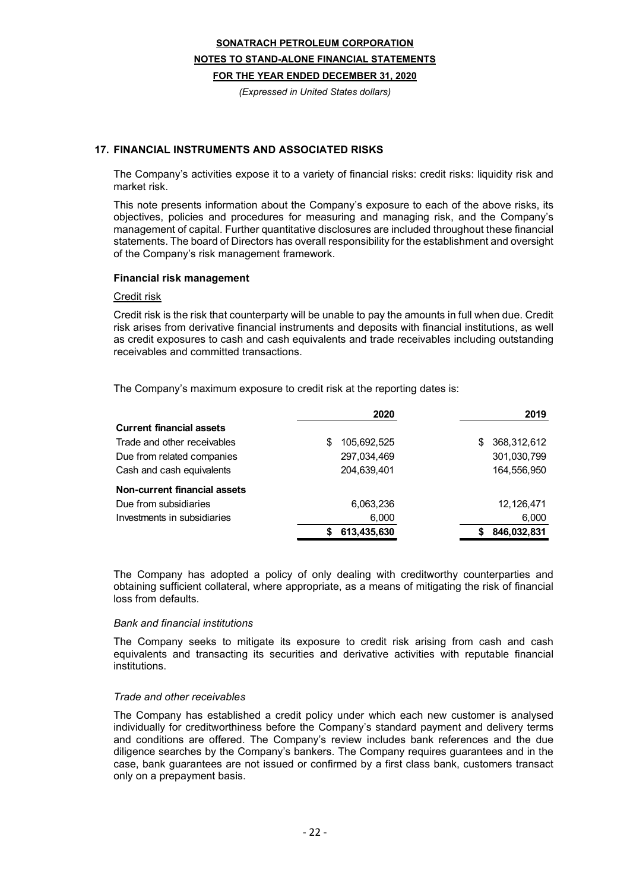## 17. FINANCIAL INSTRUMENTS AND ASSOCIATED RISKS

The Company's activities expose it to a variety of financial risks: credit risks: liquidity risk and market risk.

This note presents information about the Company's exposure to each of the above risks, its objectives, policies and procedures for measuring and managing risk, and the Company's management of capital. Further quantitative disclosures are included throughout these financial statements. The board of Directors has overall responsibility for the establishment and oversight of the Company's risk management framework.

### Financial risk management

Credit risk

Credit risk is the risk that counterparty will be unable to pay the amounts in full when due. Credit risk arises from derivative financial instruments and deposits with financial institutions, as well as credit exposures to cash and cash equivalents and trade receivables including outstanding receivables and committed transactions.

The Company's maximum exposure to credit risk at the reporting dates is:

| | 2020 | 2019 |
|---|---|---|
| **Current financial assets** | | |
| Trade and other receivables | $ 105,692,525 | $ 368,312,612 |
| Due from related companies | 297,034,469 | 301,030,799 |
| Cash and cash equivalents | 204,639,401 | 164,556,950 |
| **Non-current financial assets** | | |
| Due from subsidiaries | 6,063,236 | 12,126,471 |
| Investments in subsidiaries | 6,000 | 6,000 |
| | **$ 613,435,630** | **$ 846,032,831** |

The Company has adopted a policy of only dealing with creditworthy counterparties and obtaining sufficient collateral, where appropriate, as a means of mitigating the risk of financial loss from defaults.

*Bank and financial institutions*

The Company seeks to mitigate its exposure to credit risk arising from cash and cash equivalents and transacting its securities and derivative activities with reputable financial institutions.

*Trade and other receivables*

The Company has established a credit policy under which each new customer is analysed individually for creditworthiness before the Company's standard payment and delivery terms and conditions are offered. The Company's review includes bank references and the due diligence searches by the Company's bankers. The Company requires guarantees and in the case, bank guarantees are not issued or confirmed by a first class bank, customers transact only on a prepayment basis.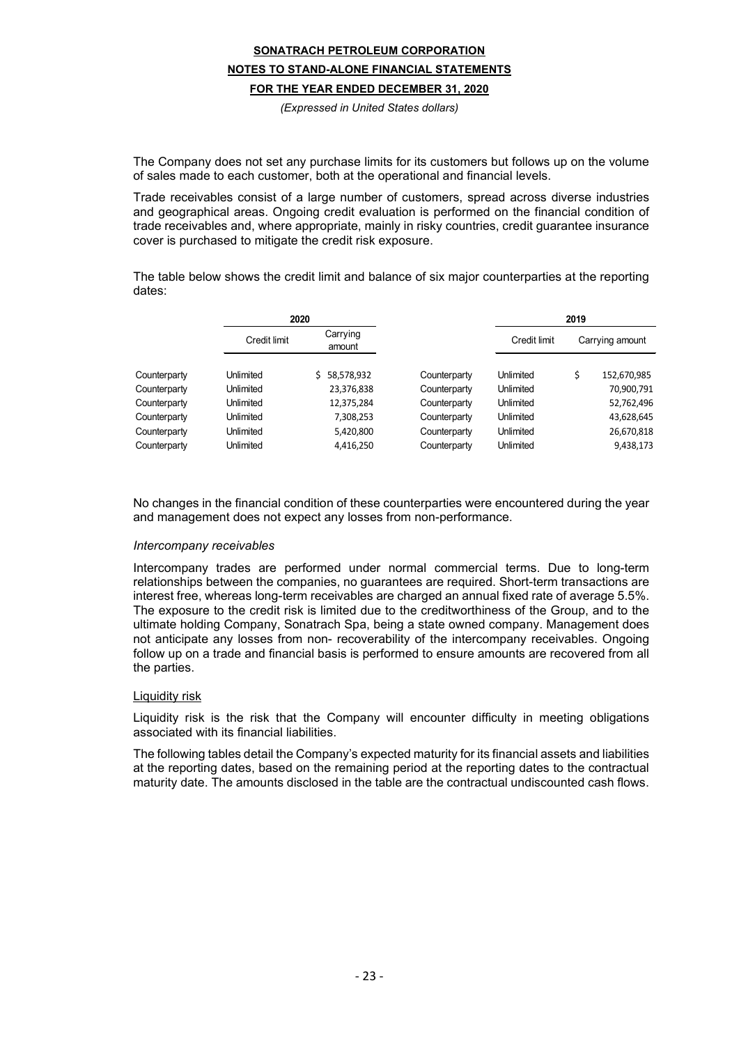The Company does not set any purchase limits for its customers but follows up on the volume of sales made to each customer, both at the operational and financial levels.

Trade receivables consist of a large number of customers, spread across diverse industries and geographical areas. Ongoing credit evaluation is performed on the financial condition of trade receivables and, where appropriate, mainly in risky countries, credit guarantee insurance cover is purchased to mitigate the credit risk exposure.

The table below shows the credit limit and balance of six major counterparties at the reporting dates:

| | 2020 | | | 2019 | |
|---|---|---|---|---|---|
| | Credit limit | Carrying amount | | Credit limit | Carrying amount |
| Counterparty | Unlimited | $ 58,578,932 | Counterparty | Unlimited | $ 152,670,985 |
| Counterparty | Unlimited | 23,376,838 | Counterparty | Unlimited | 70,900,791 |
| Counterparty | Unlimited | 12,375,284 | Counterparty | Unlimited | 52,762,496 |
| Counterparty | Unlimited | 7,308,253 | Counterparty | Unlimited | 43,628,645 |
| Counterparty | Unlimited | 5,420,800 | Counterparty | Unlimited | 26,670,818 |
| Counterparty | Unlimited | 4,416,250 | Counterparty | Unlimited | 9,438,173 |

No changes in the financial condition of these counterparties were encountered during the year and management does not expect any losses from non-performance.

*Intercompany receivables*

Intercompany trades are performed under normal commercial terms. Due to long-term relationships between the companies, no guarantees are required. Short-term transactions are interest free, whereas long-term receivables are charged an annual fixed rate of average 5.5%. The exposure to the credit risk is limited due to the creditworthiness of the Group, and to the ultimate holding Company, Sonatrach Spa, being a state owned company. Management does not anticipate any losses from non- recoverability of the intercompany receivables. Ongoing follow up on a trade and financial basis is performed to ensure amounts are recovered from all the parties.

Liquidity risk

Liquidity risk is the risk that the Company will encounter difficulty in meeting obligations associated with its financial liabilities.

The following tables detail the Company's expected maturity for its financial assets and liabilities at the reporting dates, based on the remaining period at the reporting dates to the contractual maturity date. The amounts disclosed in the table are the contractual undiscounted cash flows.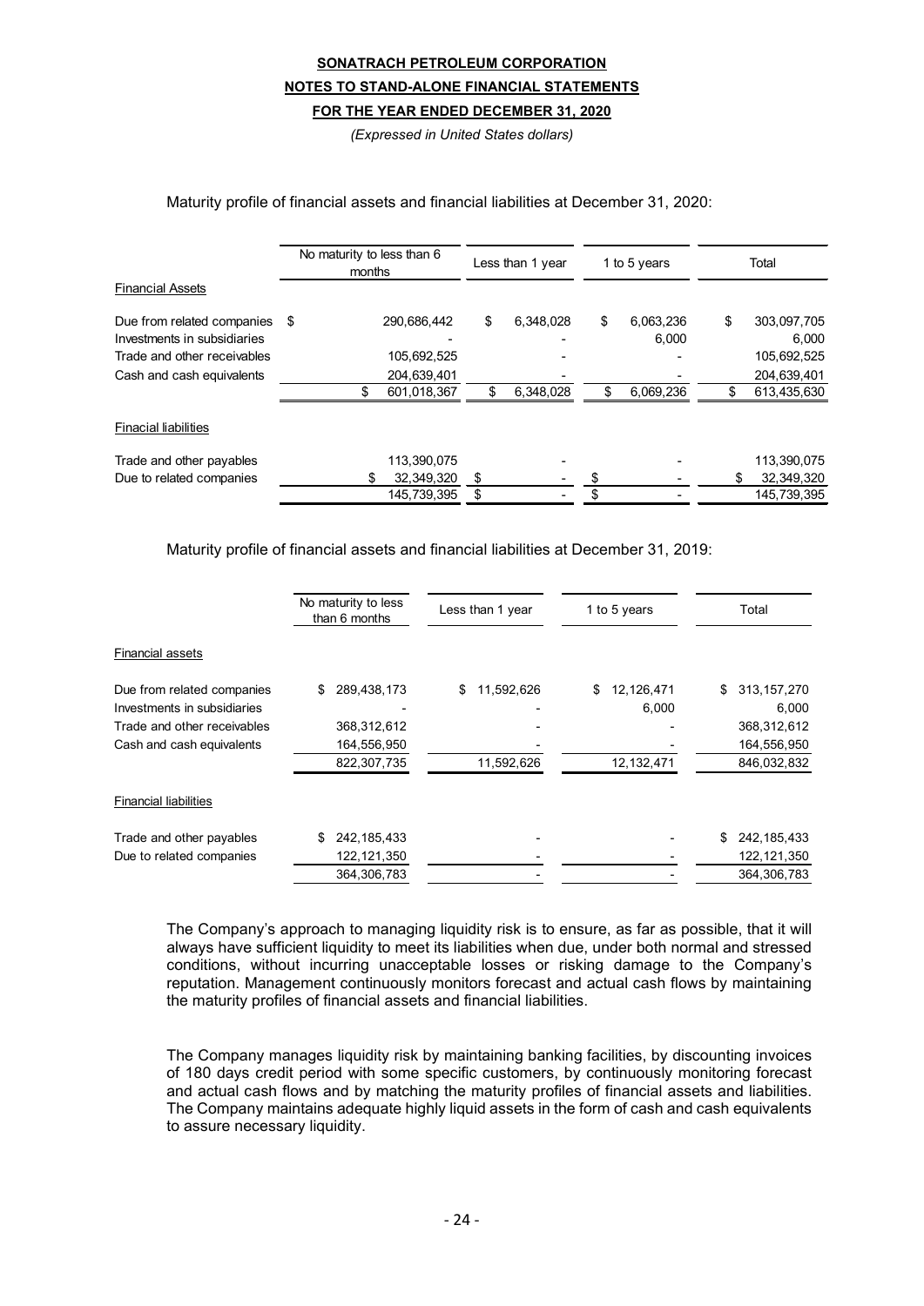**SONATRACH PETROLEUM CORPORATION**

**NOTES TO STAND-ALONE FINANCIAL STATEMENTS**

**FOR THE YEAR ENDED DECEMBER 31, 2020**

*(Expressed in United States dollars)*

Maturity profile of financial assets and financial liabilities at December 31, 2020:

| | No maturity to less than 6 months | Less than 1 year | 1 to 5 years | Total |
|---|---|---|---|---|
| Financial Assets | | | | |
| Due from related companies | $ 290,686,442 | $ 6,348,028 | $ 6,063,236 | $ 303,097,705 |
| Investments in subsidiaries | - | - | 6,000 | 6,000 |
| Trade and other receivables | 105,692,525 | - | - | 105,692,525 |
| Cash and cash equivalents | 204,639,401 | - | - | 204,639,401 |
| | $ 601,018,367 | $ 6,348,028 | $ 6,069,236 | $ 613,435,630 |
| Finacial liabilities | | | | |
| Trade and other payables | 113,390,075 | - | - | 113,390,075 |
| Due to related companies | $ 32,349,320 | $ - | $ - | $ 32,349,320 |
| | 145,739,395 | $ - | $ - | 145,739,395 |

Maturity profile of financial assets and financial liabilities at December 31, 2019:

| | No maturity to less than 6 months | Less than 1 year | 1 to 5 years | Total |
|---|---|---|---|---|
| Financial assets | | | | |
| Due from related companies | $ 289,438,173 | $ 11,592,626 | $ 12,126,471 | $ 313,157,270 |
| Investments in subsidiaries | - | - | 6,000 | 6,000 |
| Trade and other receivables | 368,312,612 | - | - | 368,312,612 |
| Cash and cash equivalents | 164,556,950 | - | - | 164,556,950 |
| | 822,307,735 | 11,592,626 | 12,132,471 | 846,032,832 |
| Financial liabilities | | | | |
| Trade and other payables | $ 242,185,433 | - | - | $ 242,185,433 |
| Due to related companies | 122,121,350 | - | - | 122,121,350 |
| | 364,306,783 | - | - | 364,306,783 |

The Company's approach to managing liquidity risk is to ensure, as far as possible, that it will always have sufficient liquidity to meet its liabilities when due, under both normal and stressed conditions, without incurring unacceptable losses or risking damage to the Company's reputation. Management continuously monitors forecast and actual cash flows by maintaining the maturity profiles of financial assets and financial liabilities.

The Company manages liquidity risk by maintaining banking facilities, by discounting invoices of 180 days credit period with some specific customers, by continuously monitoring forecast and actual cash flows and by matching the maturity profiles of financial assets and liabilities. The Company maintains adequate highly liquid assets in the form of cash and cash equivalents to assure necessary liquidity.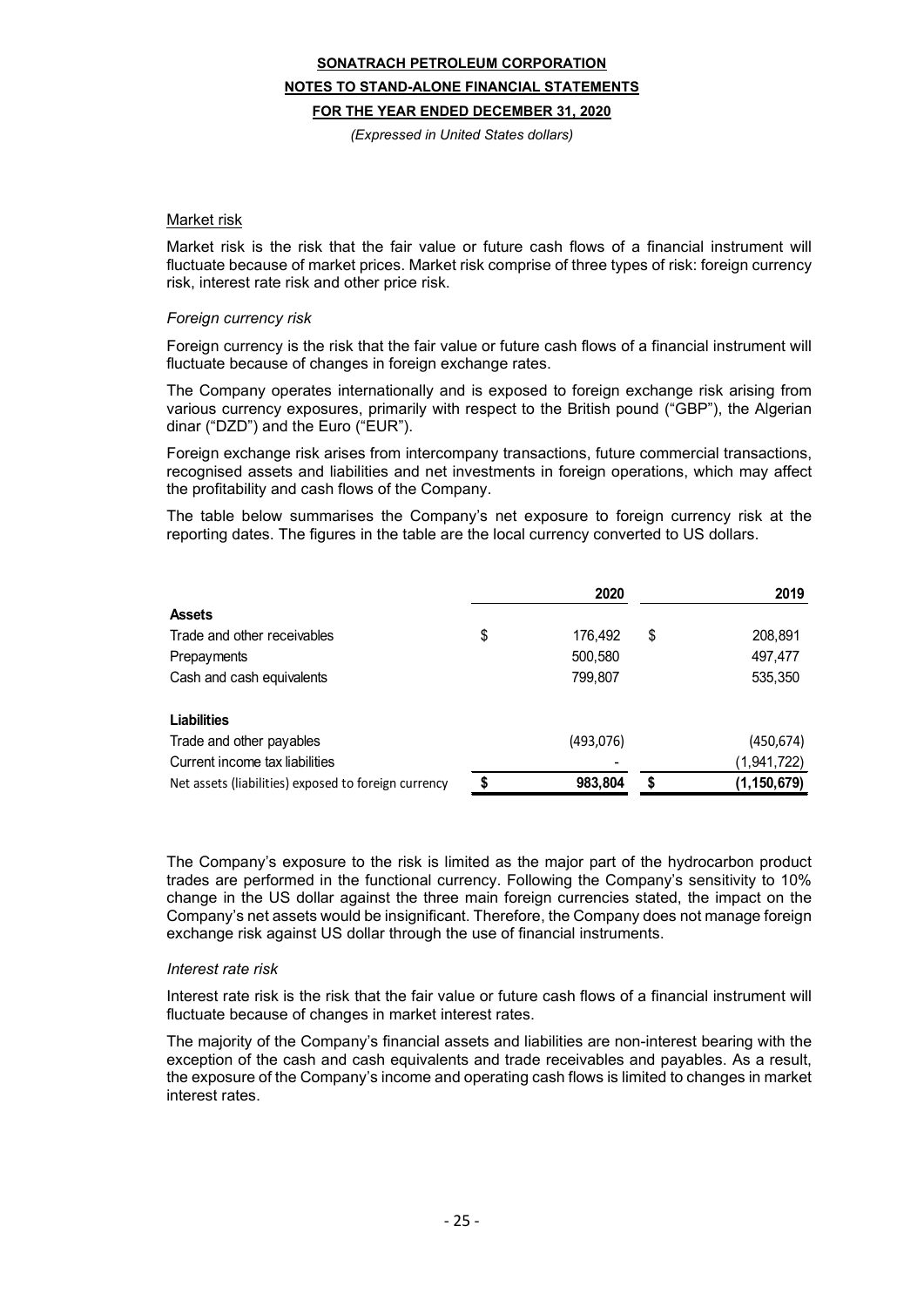### Market risk

Market risk is the risk that the fair value or future cash flows of a financial instrument will fluctuate because of market prices. Market risk comprise of three types of risk: foreign currency risk, interest rate risk and other price risk.

*Foreign currency risk*

Foreign currency is the risk that the fair value or future cash flows of a financial instrument will fluctuate because of changes in foreign exchange rates.

The Company operates internationally and is exposed to foreign exchange risk arising from various currency exposures, primarily with respect to the British pound ("GBP"), the Algerian dinar ("DZD") and the Euro ("EUR").

Foreign exchange risk arises from intercompany transactions, future commercial transactions, recognised assets and liabilities and net investments in foreign operations, which may affect the profitability and cash flows of the Company.

The table below summarises the Company's net exposure to foreign currency risk at the reporting dates. The figures in the table are the local currency converted to US dollars.

| | 2020 | 2019 |
|---|---|---|
| **Assets** | | |
| Trade and other receivables | $ 176,492 | $ 208,891 |
| Prepayments | 500,580 | 497,477 |
| Cash and cash equivalents | 799,807 | 535,350 |
| **Liabilities** | | |
| Trade and other payables | (493,076) | (450,674) |
| Current income tax liabilities | - | (1,941,722) |
| Net assets (liabilities) exposed to foreign currency | **$ 983,804** | **$ (1,150,679)** |

The Company's exposure to the risk is limited as the major part of the hydrocarbon product trades are performed in the functional currency. Following the Company's sensitivity to 10% change in the US dollar against the three main foreign currencies stated, the impact on the Company's net assets would be insignificant. Therefore, the Company does not manage foreign exchange risk against US dollar through the use of financial instruments.

*Interest rate risk*

Interest rate risk is the risk that the fair value or future cash flows of a financial instrument will fluctuate because of changes in market interest rates.

The majority of the Company's financial assets and liabilities are non-interest bearing with the exception of the cash and cash equivalents and trade receivables and payables. As a result, the exposure of the Company's income and operating cash flows is limited to changes in market interest rates.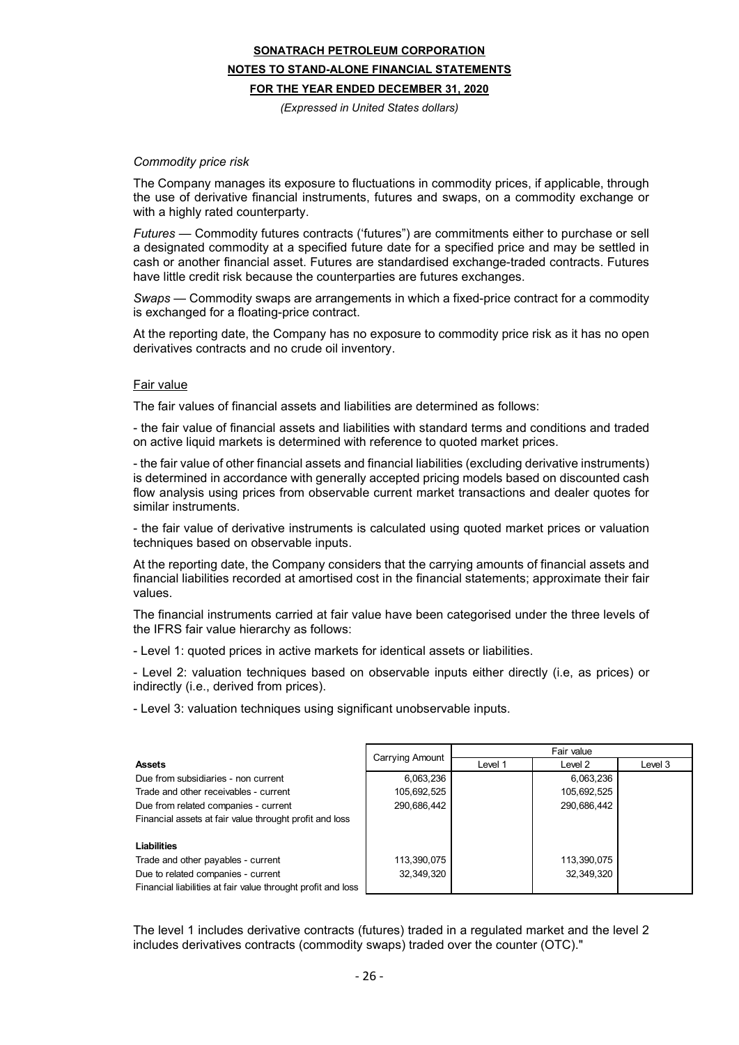*Commodity price risk*

The Company manages its exposure to fluctuations in commodity prices, if applicable, through the use of derivative financial instruments, futures and swaps, on a commodity exchange or with a highly rated counterparty.

*Futures* — Commodity futures contracts ('futures") are commitments either to purchase or sell a designated commodity at a specified future date for a specified price and may be settled in cash or another financial asset. Futures are standardised exchange-traded contracts. Futures have little credit risk because the counterparties are futures exchanges.

*Swaps* — Commodity swaps are arrangements in which a fixed-price contract for a commodity is exchanged for a floating-price contract.

At the reporting date, the Company has no exposure to commodity price risk as it has no open derivatives contracts and no crude oil inventory.

Fair value

The fair values of financial assets and liabilities are determined as follows:

- the fair value of financial assets and liabilities with standard terms and conditions and traded on active liquid markets is determined with reference to quoted market prices.

- the fair value of other financial assets and financial liabilities (excluding derivative instruments) is determined in accordance with generally accepted pricing models based on discounted cash flow analysis using prices from observable current market transactions and dealer quotes for similar instruments.

- the fair value of derivative instruments is calculated using quoted market prices or valuation techniques based on observable inputs.

At the reporting date, the Company considers that the carrying amounts of financial assets and financial liabilities recorded at amortised cost in the financial statements; approximate their fair values.

The financial instruments carried at fair value have been categorised under the three levels of the IFRS fair value hierarchy as follows:

- Level 1: quoted prices in active markets for identical assets or liabilities.

- Level 2: valuation techniques based on observable inputs either directly (i.e, as prices) or indirectly (i.e., derived from prices).

- Level 3: valuation techniques using significant unobservable inputs.

| | Carrying Amount | Fair value | | |
|---|---|---|---|---|
| **Assets** | | Level 1 | Level 2 | Level 3 |
| Due from subsidiaries - non current | 6,063,236 | | 6,063,236 | |
| Trade and other receivables - current | 105,692,525 | | 105,692,525 | |
| Due from related companies - current | 290,686,442 | | 290,686,442 | |
| Financial assets at fair value throught profit and loss | | | | |
| **Liabilities** | | | | |
| Trade and other payables - current | 113,390,075 | | 113,390,075 | |
| Due to related companies - current | 32,349,320 | | 32,349,320 | |
| Financial liabilities at fair value throught profit and loss | | | | |

The level 1 includes derivative contracts (futures) traded in a regulated market and the level 2 includes derivatives contracts (commodity swaps) traded over the counter (OTC)."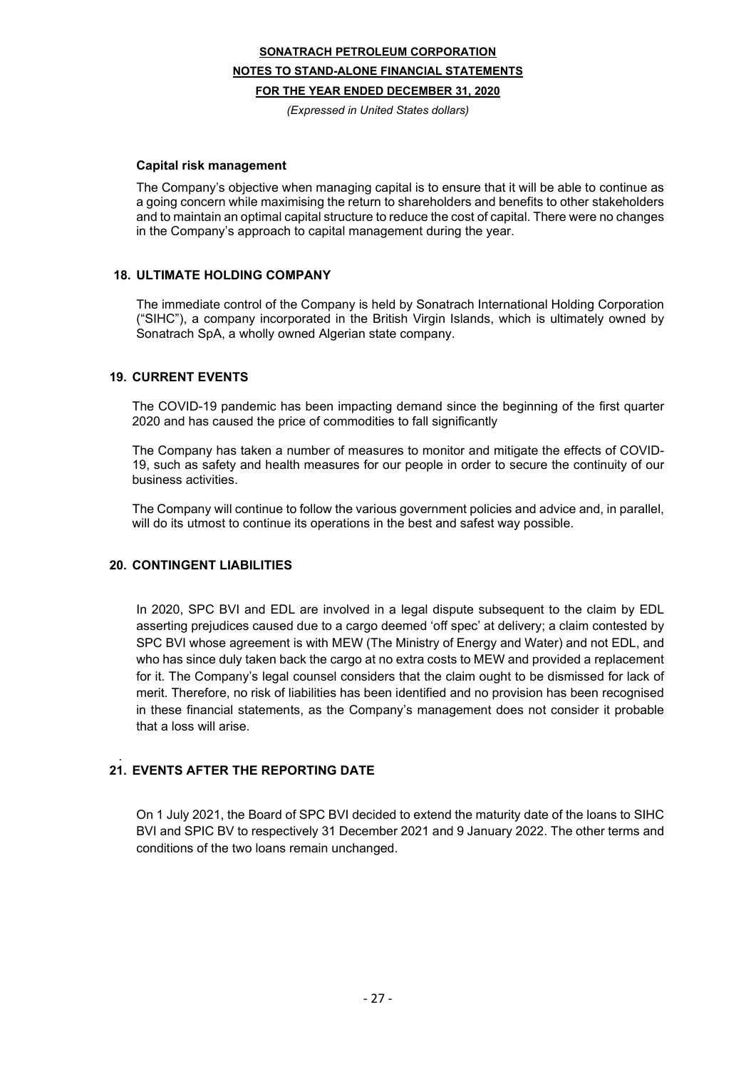**Capital risk management**

The Company's objective when managing capital is to ensure that it will be able to continue as a going concern while maximising the return to shareholders and benefits to other stakeholders and to maintain an optimal capital structure to reduce the cost of capital. There were no changes in the Company's approach to capital management during the year.

## 18. ULTIMATE HOLDING COMPANY

The immediate control of the Company is held by Sonatrach International Holding Corporation ("SIHC"), a company incorporated in the British Virgin Islands, which is ultimately owned by Sonatrach SpA, a wholly owned Algerian state company.

## 19. CURRENT EVENTS

The COVID-19 pandemic has been impacting demand since the beginning of the first quarter 2020 and has caused the price of commodities to fall significantly

The Company has taken a number of measures to monitor and mitigate the effects of COVID-19, such as safety and health measures for our people in order to secure the continuity of our business activities.

The Company will continue to follow the various government policies and advice and, in parallel, will do its utmost to continue its operations in the best and safest way possible.

## 20. CONTINGENT LIABILITIES

In 2020, SPC BVI and EDL are involved in a legal dispute subsequent to the claim by EDL asserting prejudices caused due to a cargo deemed 'off spec' at delivery; a claim contested by SPC BVI whose agreement is with MEW (The Ministry of Energy and Water) and not EDL, and who has since duly taken back the cargo at no extra costs to MEW and provided a replacement for it. The Company's legal counsel considers that the claim ought to be dismissed for lack of merit. Therefore, no risk of liabilities has been identified and no provision has been recognised in these financial statements, as the Company's management does not consider it probable that a loss will arise.

## 21. EVENTS AFTER THE REPORTING DATE

On 1 July 2021, the Board of SPC BVI decided to extend the maturity date of the loans to SIHC BVI and SPIC BV to respectively 31 December 2021 and 9 January 2022. The other terms and conditions of the two loans remain unchanged.